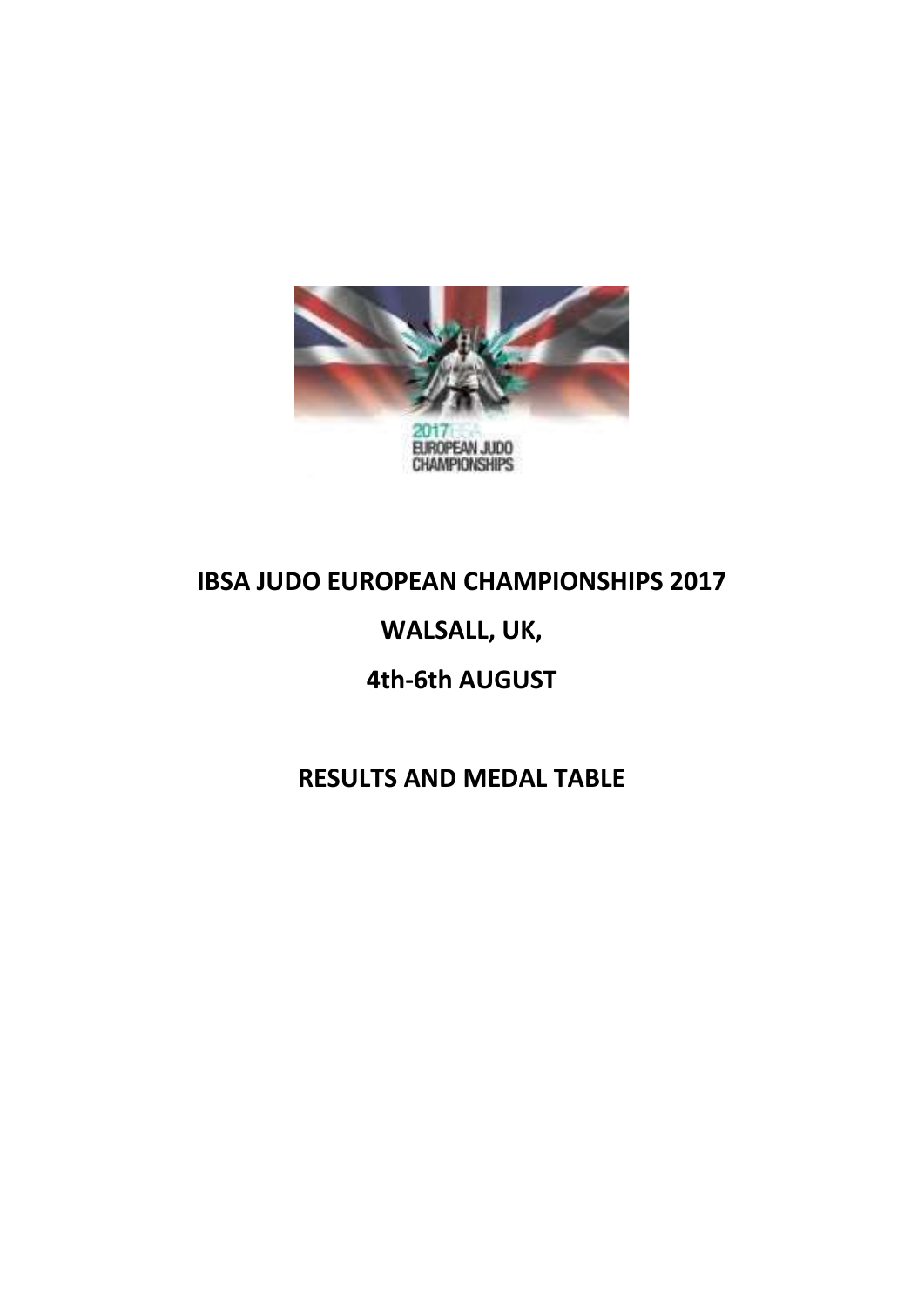# IBSA JUDO EUROPEAN CHAMPIONSHIPS 2017

## WALSALL, UK,

## 4th-6th AUGUST

## RESULTS AND MEDAL TABLE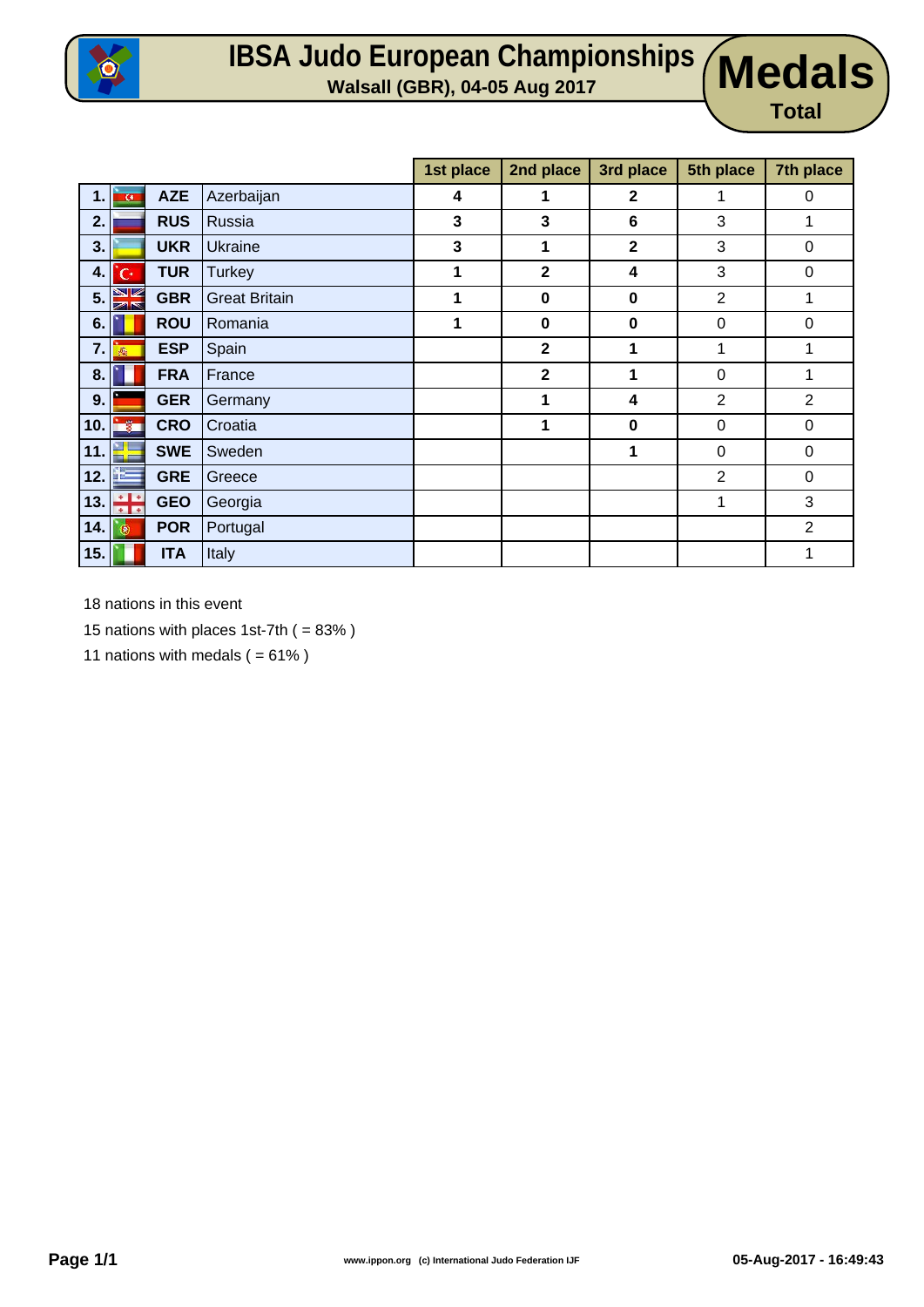# IBSA Judo European Championships

## Walsall (GBR), 04-05 Aug 2017

# Medals

### Total

| | | | | 1st place | 2nd place | 3rd place | 5th place | 7th place |
|---|---|---|---|---|---|---|---|---|
| 1. | | **AZE** | Azerbaijan | **4** | **1** | **2** | 1 | 0 |
| 2. | | **RUS** | Russia | **3** | **3** | **6** | 3 | 1 |
| 3. | | **UKR** | Ukraine | **3** | **1** | **2** | 3 | 0 |
| 4. | | **TUR** | Turkey | **1** | **2** | **4** | 3 | 0 |
| 5. | | **GBR** | Great Britain | **1** | **0** | **0** | 2 | 1 |
| 6. | | **ROU** | Romania | **1** | **0** | **0** | 0 | 0 |
| 7. | | **ESP** | Spain | | **2** | **1** | 1 | 1 |
| 8. | | **FRA** | France | | **2** | **1** | 0 | 1 |
| 9. | | **GER** | Germany | | **1** | **4** | 2 | 2 |
| 10. | | **CRO** | Croatia | | **1** | **0** | 0 | 0 |
| 11. | | **SWE** | Sweden | | | **1** | 0 | 0 |
| 12. | | **GRE** | Greece | | | | 2 | 0 |
| 13. | | **GEO** | Georgia | | | | 1 | 3 |
| 14. | | **POR** | Portugal | | | | | 2 |
| 15. | | **ITA** | Italy | | | | | 1 |

18 nations in this event

15 nations with places 1st-7th ( = 83% )

11 nations with medals ( = 61% )

www.ippon.org (c) International Judo Federation IJF

05-Aug-2017 - 16:49:43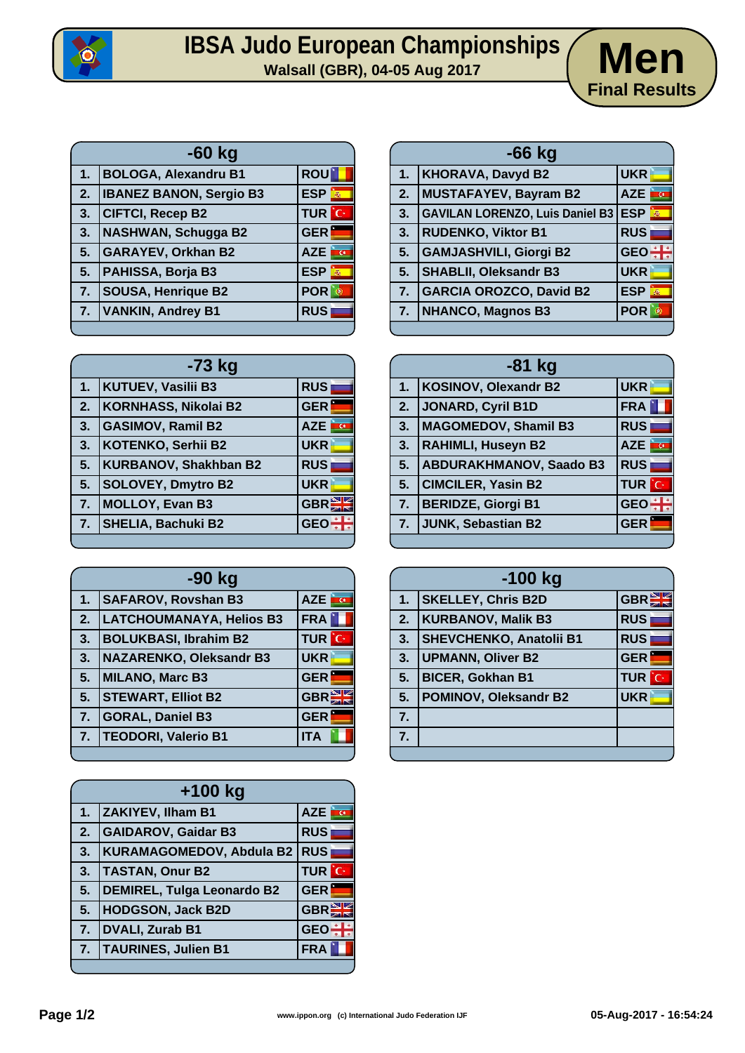# IBSA Judo European Championships

**Walsall (GBR), 04-05 Aug 2017**

## Men

**Final Results**

| -60 kg | | |
|---|---|---|
| 1. | BOLOGA, Alexandru B1 | ROU |
| 2. | IBANEZ BANON, Sergio B3 | ESP |
| 3. | CIFTCI, Recep B2 | TUR |
| 3. | NASHWAN, Schugga B2 | GER |
| 5. | GARAYEV, Orkhan B2 | AZE |
| 5. | PAHISSA, Borja B3 | ESP |
| 7. | SOUSA, Henrique B2 | POR |
| 7. | VANKIN, Andrey B1 | RUS |

| -66 kg | | |
|---|---|---|
| 1. | KHORAVA, Davyd B2 | UKR |
| 2. | MUSTAFAYEV, Bayram B2 | AZE |
| 3. | GAVILAN LORENZO, Luis Daniel B3 | ESP |
| 3. | RUDENKO, Viktor B1 | RUS |
| 5. | GAMJASHVILI, Giorgi B2 | GEO |
| 5. | SHABLII, Oleksandr B3 | UKR |
| 7. | GARCIA OROZCO, David B2 | ESP |
| 7. | NHANCO, Magnos B3 | POR |

| -73 kg | | |
|---|---|---|
| 1. | KUTUEV, Vasilii B3 | RUS |
| 2. | KORNHASS, Nikolai B2 | GER |
| 3. | GASIMOV, Ramil B2 | AZE |
| 3. | KOTENKO, Serhii B2 | UKR |
| 5. | KURBANOV, Shakhban B2 | RUS |
| 5. | SOLOVEY, Dmytro B2 | UKR |
| 7. | MOLLOY, Evan B3 | GBR |
| 7. | SHELIA, Bachuki B2 | GEO |

| -81 kg | | |
|---|---|---|
| 1. | KOSINOV, Olexandr B2 | UKR |
| 2. | JONARD, Cyril B1D | FRA |
| 3. | MAGOMEDOV, Shamil B3 | RUS |
| 3. | RAHIMLI, Huseyn B2 | AZE |
| 5. | ABDURAKHMANOV, Saado B3 | RUS |
| 5. | CIMCILER, Yasin B2 | TUR |
| 7. | BERIDZE, Giorgi B1 | GEO |
| 7. | JUNK, Sebastian B2 | GER |

| -90 kg | | |
|---|---|---|
| 1. | SAFAROV, Rovshan B3 | AZE |
| 2. | LATCHOUMANAYA, Helios B3 | FRA |
| 3. | BOLUKBASI, Ibrahim B2 | TUR |
| 3. | NAZARENKO, Oleksandr B3 | UKR |
| 5. | MILANO, Marc B3 | GER |
| 5. | STEWART, Elliot B2 | GBR |
| 7. | GORAL, Daniel B3 | GER |
| 7. | TEODORI, Valerio B1 | ITA |

| -100 kg | | |
|---|---|---|
| 1. | SKELLEY, Chris B2D | GBR |
| 2. | KURBANOV, Malik B3 | RUS |
| 3. | SHEVCHENKO, Anatolii B1 | RUS |
| 3. | UPMANN, Oliver B2 | GER |
| 5. | BICER, Gokhan B1 | TUR |
| 5. | POMINOV, Oleksandr B2 | UKR |
| 7. | | |
| 7. | | |

| +100 kg | | |
|---|---|---|
| 1. | ZAKIYEV, Ilham B1 | AZE |
| 2. | GAIDAROV, Gaidar B3 | RUS |
| 3. | KURAMAGOMEDOV, Abdula B2 | RUS |
| 3. | TASTAN, Onur B2 | TUR |
| 5. | DEMIREL, Tulga Leonardo B2 | GER |
| 5. | HODGSON, Jack B2D | GBR |
| 7. | DVALI, Zurab B1 | GEO |
| 7. | TAURINES, Julien B1 | FRA |

www.ippon.org (c) International Judo Federation IJF

05-Aug-2017 - 16:54:24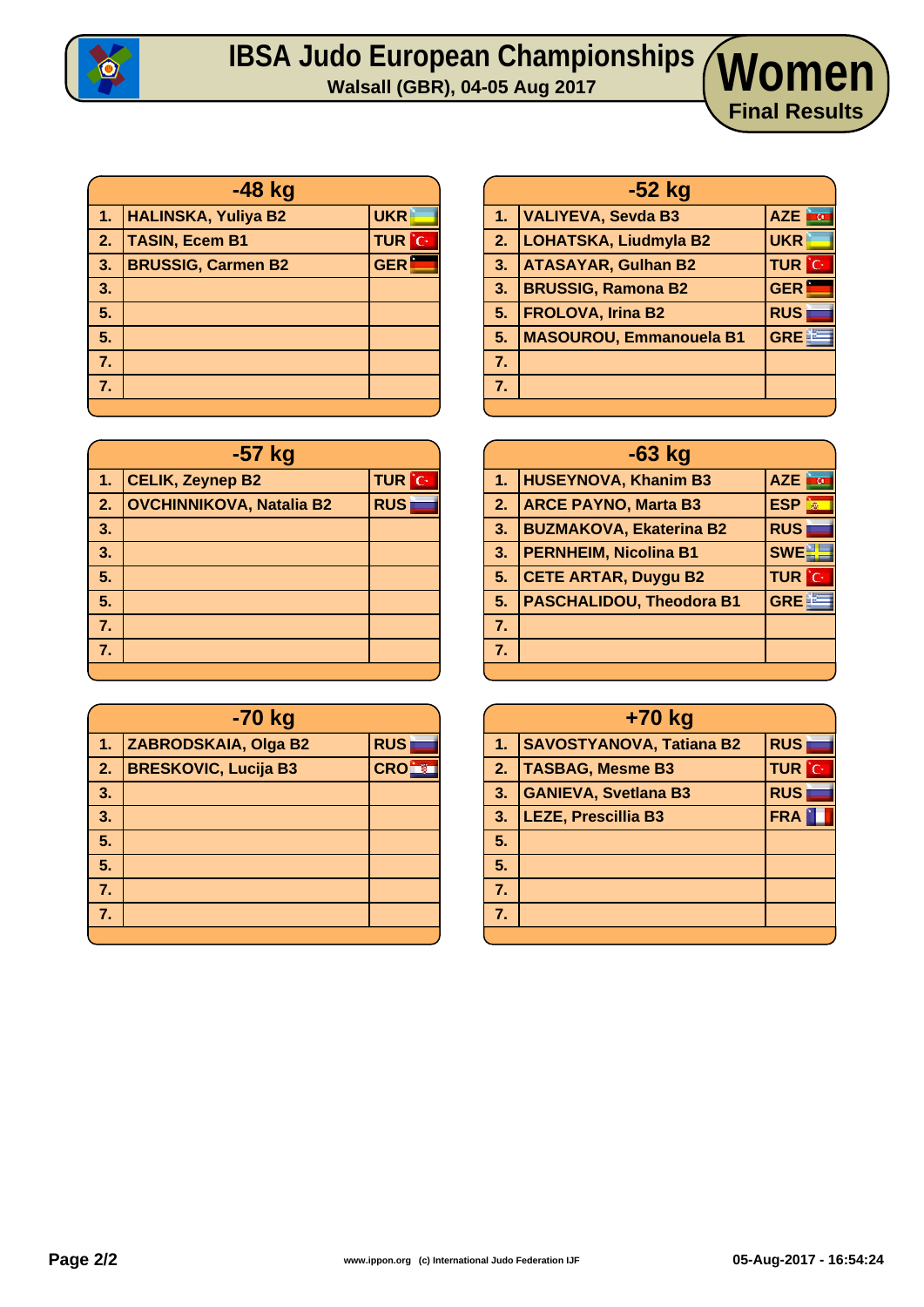# IBSA Judo European Championships

**Walsall (GBR), 04-05 Aug 2017**

# Women

**Final Results**

| -48 kg | | |
|---|---|---|
| 1. | HALINSKA, Yuliya B2 | UKR |
| 2. | TASIN, Ecem B1 | TUR |
| 3. | BRUSSIG, Carmen B2 | GER |
| 3. | | |
| 5. | | |
| 5. | | |
| 7. | | |
| 7. | | |

| -52 kg | | |
|---|---|---|
| 1. | VALIYEVA, Sevda B3 | AZE |
| 2. | LOHATSKA, Liudmyla B2 | UKR |
| 3. | ATASAYAR, Gulhan B2 | TUR |
| 3. | BRUSSIG, Ramona B2 | GER |
| 5. | FROLOVA, Irina B2 | RUS |
| 5. | MASOUROU, Emmanouela B1 | GRE |
| 7. | | |
| 7. | | |

| -57 kg | | |
|---|---|---|
| 1. | CELIK, Zeynep B2 | TUR |
| 2. | OVCHINNIKOVA, Natalia B2 | RUS |
| 3. | | |
| 3. | | |
| 5. | | |
| 5. | | |
| 7. | | |
| 7. | | |

| -63 kg | | |
|---|---|---|
| 1. | HUSEYNOVA, Khanim B3 | AZE |
| 2. | ARCE PAYNO, Marta B3 | ESP |
| 3. | BUZMAKOVA, Ekaterina B2 | RUS |
| 3. | PERNHEIM, Nicolina B1 | SWE |
| 5. | CETE ARTAR, Duygu B2 | TUR |
| 5. | PASCHALIDOU, Theodora B1 | GRE |
| 7. | | |
| 7. | | |

| -70 kg | | |
|---|---|---|
| 1. | ZABRODSKAIA, Olga B2 | RUS |
| 2. | BRESKOVIC, Lucija B3 | CRO |
| 3. | | |
| 3. | | |
| 5. | | |
| 5. | | |
| 7. | | |
| 7. | | |

| +70 kg | | |
|---|---|---|
| 1. | SAVOSTYANOVA, Tatiana B2 | RUS |
| 2. | TASBAG, Mesme B3 | TUR |
| 3. | GANIEVA, Svetlana B3 | RUS |
| 3. | LEZE, Prescillia B3 | FRA |
| 5. | | |
| 5. | | |
| 7. | | |
| 7. | | |

www.ippon.org (c) International Judo Federation IJF

05-Aug-2017 - 16:54:24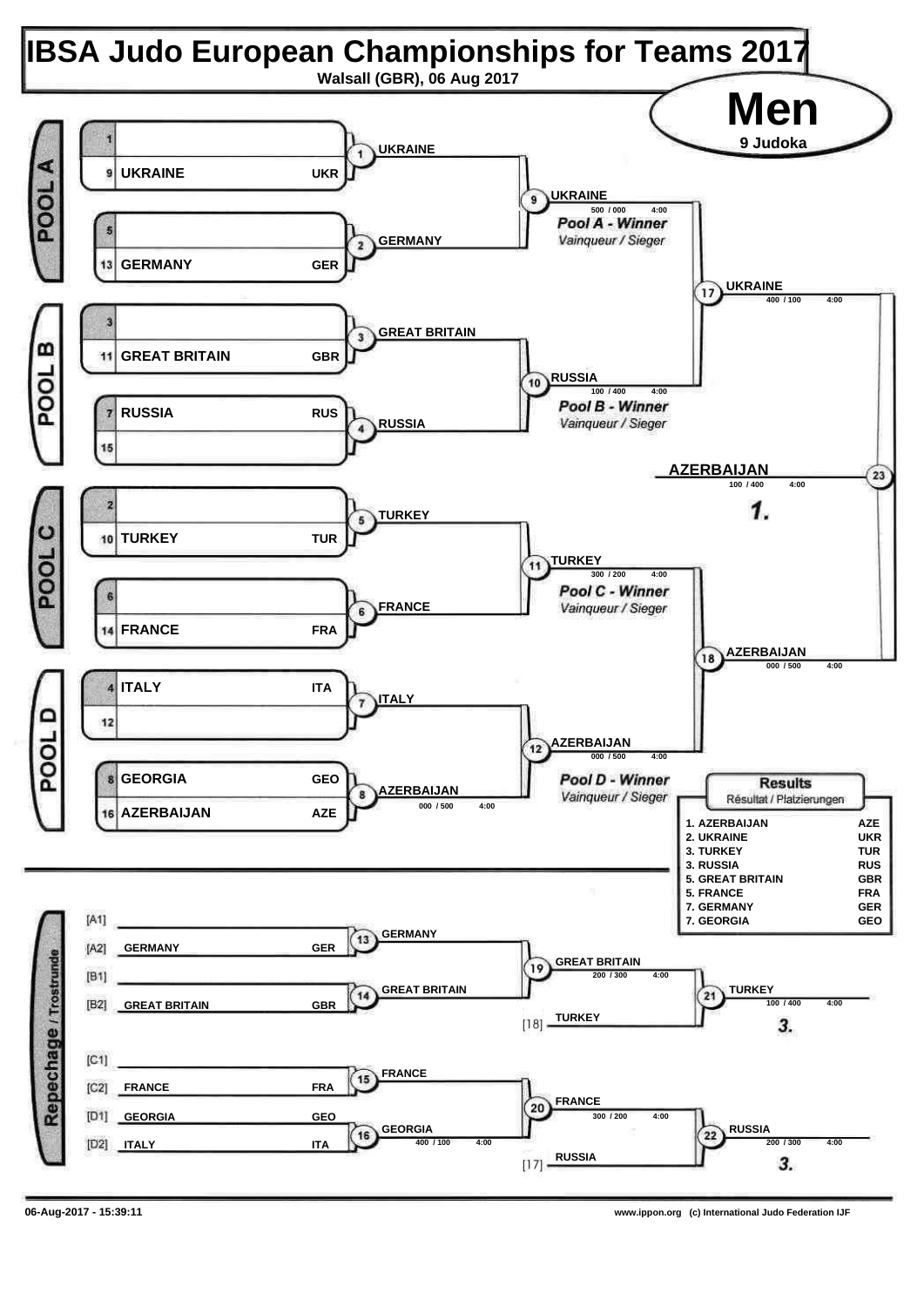# IBSA Judo European Championships for Teams 2017

Walsall (GBR), 06 Aug 2017

## Men

9 Judoka

### POOL A

| Seed | Team | Code |
|---|---|---|
| 1 | | |
| 9 | UKRAINE | UKR |
| 5 | | |
| 13 | GERMANY | GER |

- (1) UKRAINE
- (2) GERMANY
- (9) UKRAINE — 500 / 000 — 4:00 — *Pool A - Winner* / *Vainqueur / Sieger*

### POOL B

| Seed | Team | Code |
|---|---|---|
| 3 | | |
| 11 | GREAT BRITAIN | GBR |
| 7 | RUSSIA | RUS |
| 15 | | |

- (3) GREAT BRITAIN
- (4) RUSSIA
- (10) RUSSIA — 100 / 400 — 4:00 — *Pool B - Winner* / *Vainqueur / Sieger*

### POOL C

| Seed | Team | Code |
|---|---|---|
| 2 | | |
| 10 | TURKEY | TUR |
| 6 | | |
| 14 | FRANCE | FRA |

- (5) TURKEY
- (6) FRANCE
- (11) TURKEY — 300 / 200 — 4:00 — *Pool C - Winner* / *Vainqueur / Sieger*

### POOL D

| Seed | Team | Code |
|---|---|---|
| 4 | ITALY | ITA |
| 12 | | |
| 8 | GEORGIA | GEO |
| 16 | AZERBAIJAN | AZE |

- (7) ITALY
- (8) AZERBAIJAN — 000 / 500 — 4:00
- (12) AZERBAIJAN — 000 / 500 — 4:00 — *Pool D - Winner* / *Vainqueur / Sieger*

### Semi-finals

- (17) UKRAINE — 400 / 100 — 4:00
- (18) AZERBAIJAN — 000 / 500 — 4:00

### Final

- (23) AZERBAIJAN — 100 / 400 — 4:00 — **1.**

### Repechage / Trostrunde

| Position | Team | Code |
|---|---|---|
| [A1] | | |
| [A2] | GERMANY | GER |
| [B1] | | |
| [B2] | GREAT BRITAIN | GBR |
| [C1] | | |
| [C2] | FRANCE | FRA |
| [D1] | GEORGIA | GEO |
| [D2] | ITALY | ITA |

- (13) GERMANY
- (14) GREAT BRITAIN
- (19) GREAT BRITAIN — 200 / 300 — 4:00
- [18] TURKEY
- (21) TURKEY — 100 / 400 — 4:00 — **3.**
- (15) FRANCE
- (16) GEORGIA — 400 / 100 — 4:00
- (20) FRANCE — 300 / 200 — 4:00
- [17] RUSSIA
- (22) RUSSIA — 200 / 300 — 4:00 — **3.**

### Results

Résultat / Platzierungen

| Place | Team | Code |
|---|---|---|
| 1. | AZERBAIJAN | AZE |
| 2. | UKRAINE | UKR |
| 3. | TURKEY | TUR |
| 3. | RUSSIA | RUS |
| 5. | GREAT BRITAIN | GBR |
| 5. | FRANCE | FRA |
| 7. | GERMANY | GER |
| 7. | GEORGIA | GEO |

06-Aug-2017 - 15:39:11

www.ippon.org (c) International Judo Federation IJF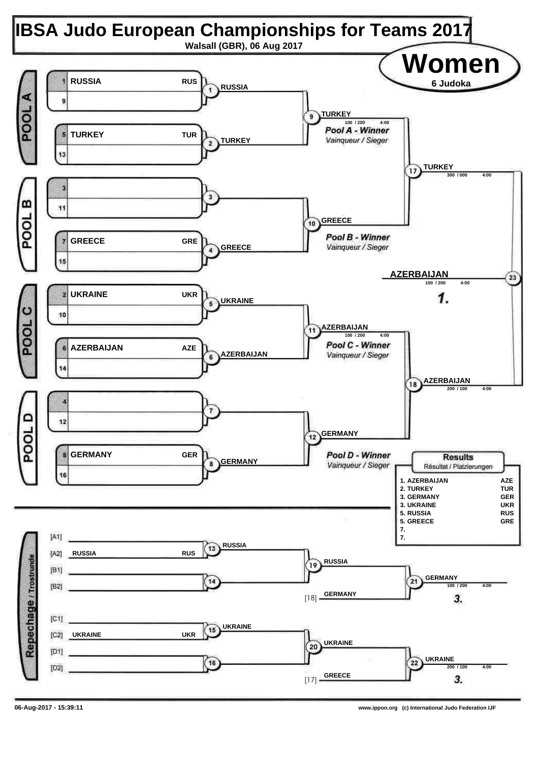# IBSA Judo European Championships for Teams 2017

Walsall (GBR), 06 Aug 2017

## Women

6 Judoka

### POOL A

| Seed | Team | Code |
|---|---|---|
| 1 | RUSSIA | RUS |
| 9 | | |
| 5 | TURKEY | TUR |
| 13 | | |

- 1: RUSSIA
- 2: TURKEY
- 9: TURKEY — 100 / 200 — 4:00

**Pool A - Winner**
*Vainqueur / Sieger*

### POOL B

| Seed | Team | Code |
|---|---|---|
| 3 | | |
| 11 | | |
| 7 | GREECE | GRE |
| 15 | | |

- 3:
- 4: GREECE
- 10: GREECE

**Pool B - Winner**
*Vainqueur / Sieger*

### POOL C

| Seed | Team | Code |
|---|---|---|
| 2 | UKRAINE | UKR |
| 10 | | |
| 6 | AZERBAIJAN | AZE |
| 14 | | |

- 5: UKRAINE
- 6: AZERBAIJAN
- 11: AZERBAIJAN — 100 / 200 — 4:00

**Pool C - Winner**
*Vainqueur / Sieger*

### POOL D

| Seed | Team | Code |
|---|---|---|
| 4 | | |
| 12 | | |
| 8 | GERMANY | GER |
| 16 | | |

- 7:
- 8: GERMANY
- 12: GERMANY

**Pool D - Winner**
*Vainqueur / Sieger*

### Semi-finals and Final

- 17: TURKEY — 300 / 000 — 4:00
- 18: AZERBAIJAN — 200 / 100 — 4:00
- 23: AZERBAIJAN — 100 / 200 — 4:00 — **1.**

### Repechage / Trostrunde

- [A1]
- [A2] RUSSIA RUS
- 13: RUSSIA
- [B1]
- [B2]
- 14:
- 19: RUSSIA
- [18] GERMANY
- 21: GERMANY — 100 / 200 — 4:00 — **3.**
- [C1]
- [C2] UKRAINE UKR
- 15: UKRAINE
- [D1]
- [D2]
- 16:
- 20: UKRAINE
- [17] GREECE
- 22: UKRAINE — 200 / 100 — 4:00 — **3.**

### Results

Résultat / Platzierungen

| Place | Team | Code |
|---|---|---|
| 1. | AZERBAIJAN | AZE |
| 2. | TURKEY | TUR |
| 3. | GERMANY | GER |
| 3. | UKRAINE | UKR |
| 5. | RUSSIA | RUS |
| 5. | GREECE | GRE |
| 7. | | |
| 7. | | |

06-Aug-2017 - 15:39:11

www.ippon.org (c) International Judo Federation IJF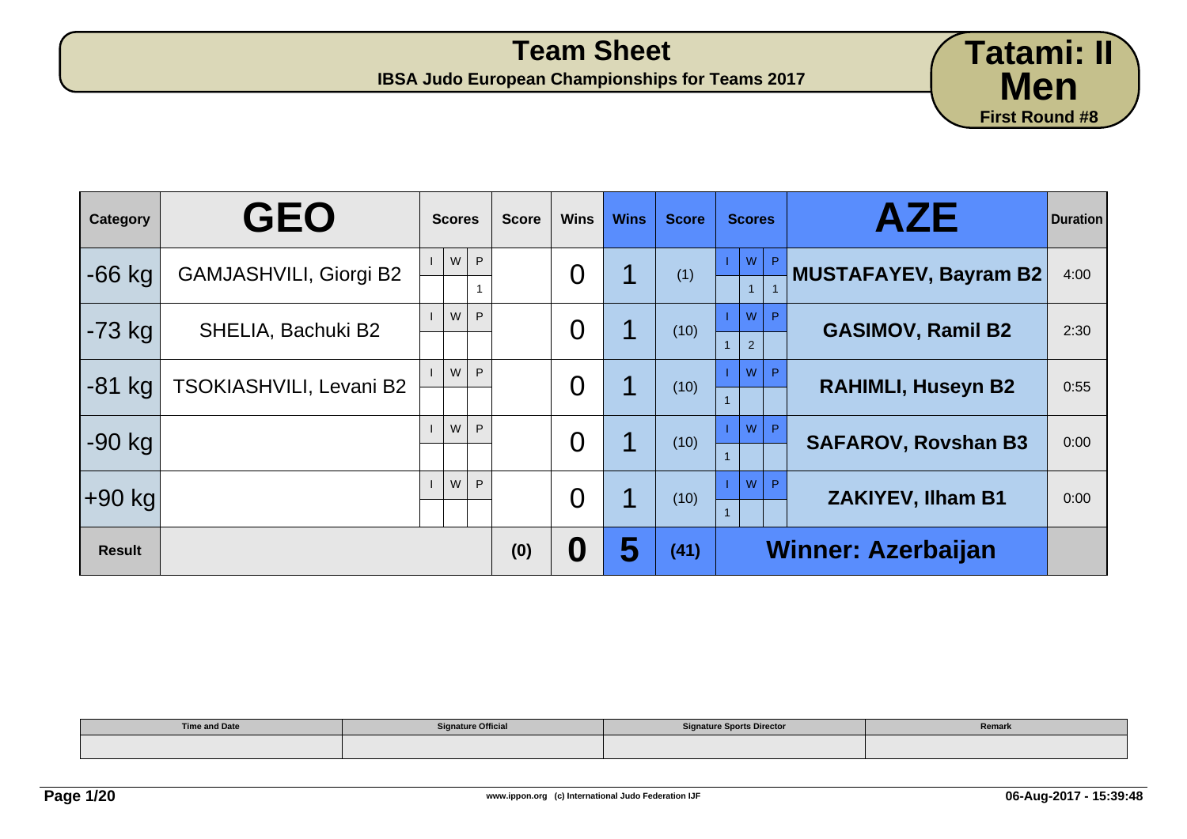# Team Sheet

**IBSA Judo European Championships for Teams 2017**

**Tatami: II**
**Men**
**First Round #8**

| Category | GEO | Scores | | | Score | Wins | Wins | Score | Scores | | | AZE | Duration |
|---|---|---|---|---|---|---|---|---|---|---|---|---|---|
| | | I | W | P | | | | | I | W | P | | |
| -66 kg | GAMJASHVILI, Giorgi B2 | | | 1 | | 0 | 1 | (1) | | 1 | 1 | MUSTAFAYEV, Bayram B2 | 4:00 |
| -73 kg | SHELIA, Bachuki B2 | | | | | 0 | 1 | (10) | 1 | 2 | | GASIMOV, Ramil B2 | 2:30 |
| -81 kg | TSOKIASHVILI, Levani B2 | | | | | 0 | 1 | (10) | 1 | | | RAHIMLI, Huseyn B2 | 0:55 |
| -90 kg | | | | | | 0 | 1 | (10) | 1 | | | SAFAROV, Rovshan B3 | 0:00 |
| +90 kg | | | | | | 0 | 1 | (10) | 1 | | | ZAKIYEV, Ilham B1 | 0:00 |
| Result | | | | | (0) | 0 | 5 | (41) | Winner: Azerbaijan | | | | |

| Time and Date | Signature Official | Signature Sports Director | Remark |
|---|---|---|---|
| | | | |

www.ippon.org (c) International Judo Federation IJF

06-Aug-2017 - 15:39:48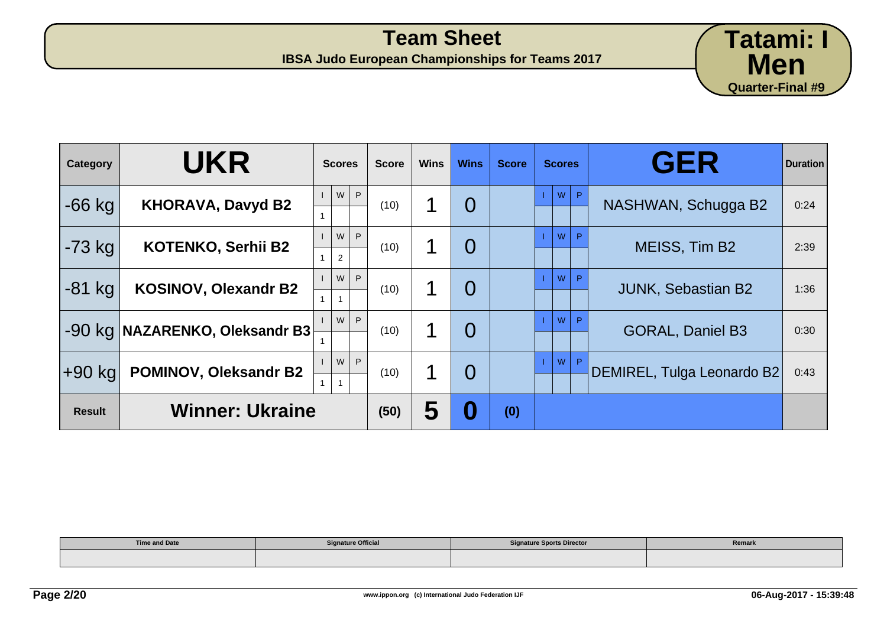# Team Sheet

**IBSA Judo European Championships for Teams 2017**

**Tatami: I**
**Men**
**Quarter-Final #9**

| Category | UKR | Scores | | | Score | Wins | Wins | Score | Scores | | | GER | Duration |
|---|---|---|---|---|---|---|---|---|---|---|---|---|---|
| | | I | W | P | | | | | I | W | P | | |
| -66 kg | KHORAVA, Davyd B2 | 1 | | | (10) | 1 | 0 | | | | | NASHWAN, Schugga B2 | 0:24 |
| -73 kg | KOTENKO, Serhii B2 | 1 | 2 | | (10) | 1 | 0 | | | | | MEISS, Tim B2 | 2:39 |
| -81 kg | KOSINOV, Olexandr B2 | 1 | 1 | | (10) | 1 | 0 | | | | | JUNK, Sebastian B2 | 1:36 |
| -90 kg | NAZARENKO, Oleksandr B3 | 1 | | | (10) | 1 | 0 | | | | | GORAL, Daniel B3 | 0:30 |
| +90 kg | POMINOV, Oleksandr B2 | 1 | 1 | | (10) | 1 | 0 | | | | | DEMIREL, Tulga Leonardo B2 | 0:43 |
| Result | Winner: Ukraine | | | | (50) | 5 | 0 | (0) | | | | | |

| Time and Date | Signature Official | Signature Sports Director | Remark |
|---|---|---|---|
| | | | |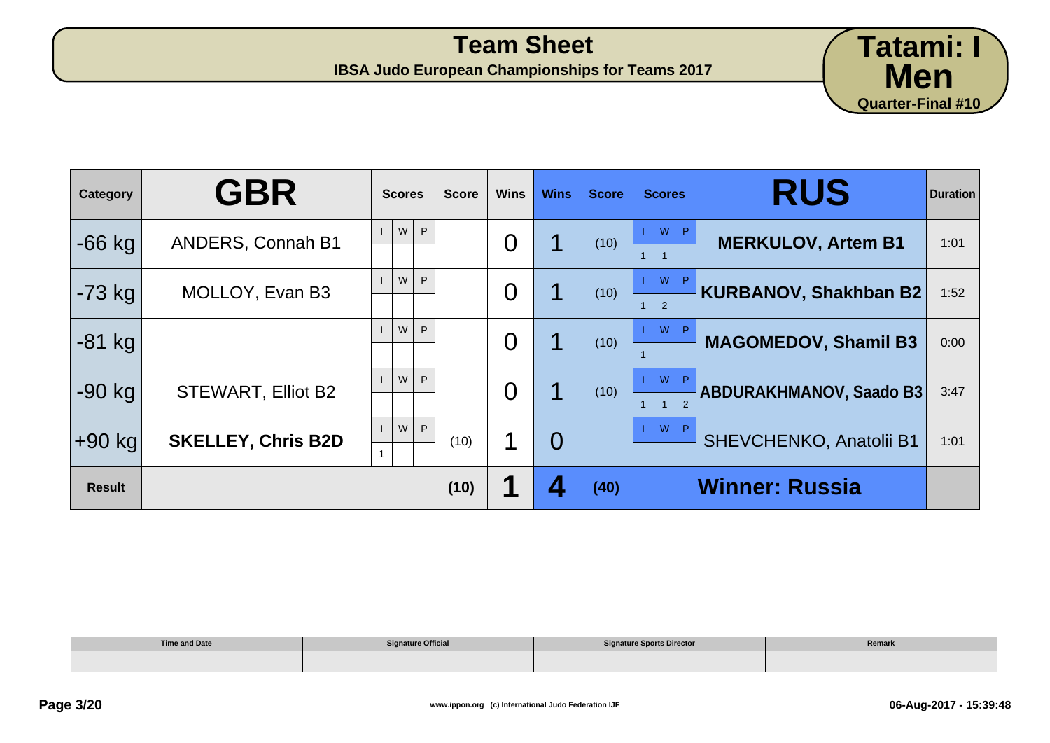# Team Sheet

**IBSA Judo European Championships for Teams 2017**

**Tatami: I**
**Men**
**Quarter-Final #10**

| Category | GBR | Scores | | | Score | Wins | Wins | Score | Scores | | | RUS | Duration |
|---|---|---|---|---|---|---|---|---|---|---|---|---|---|
| | | I | W | P | | | | | I | W | P | | |
| -66 kg | ANDERS, Connah B1 | | | | | 0 | 1 | (10) | 1 | 1 | | **MERKULOV, Artem B1** | 1:01 |
| -73 kg | MOLLOY, Evan B3 | | | | | 0 | 1 | (10) | 1 | 2 | | **KURBANOV, Shakhban B2** | 1:52 |
| -81 kg | | | | | | 0 | 1 | (10) | 1 | | | **MAGOMEDOV, Shamil B3** | 0:00 |
| -90 kg | STEWART, Elliot B2 | | | | | 0 | 1 | (10) | 1 | 1 | 2 | **ABDURAKHMANOV, Saado B3** | 3:47 |
| +90 kg | **SKELLEY, Chris B2D** | 1 | | | (10) | 1 | 0 | | | | | SHEVCHENKO, Anatolii B1 | 1:01 |
| **Result** | | | | | **(10)** | **1** | **4** | **(40)** | | | | **Winner: Russia** | |

| Time and Date | Signature Official | Signature Sports Director | Remark |
|---|---|---|---|
| | | | |

www.ippon.org (c) International Judo Federation IJF

06-Aug-2017 - 15:39:48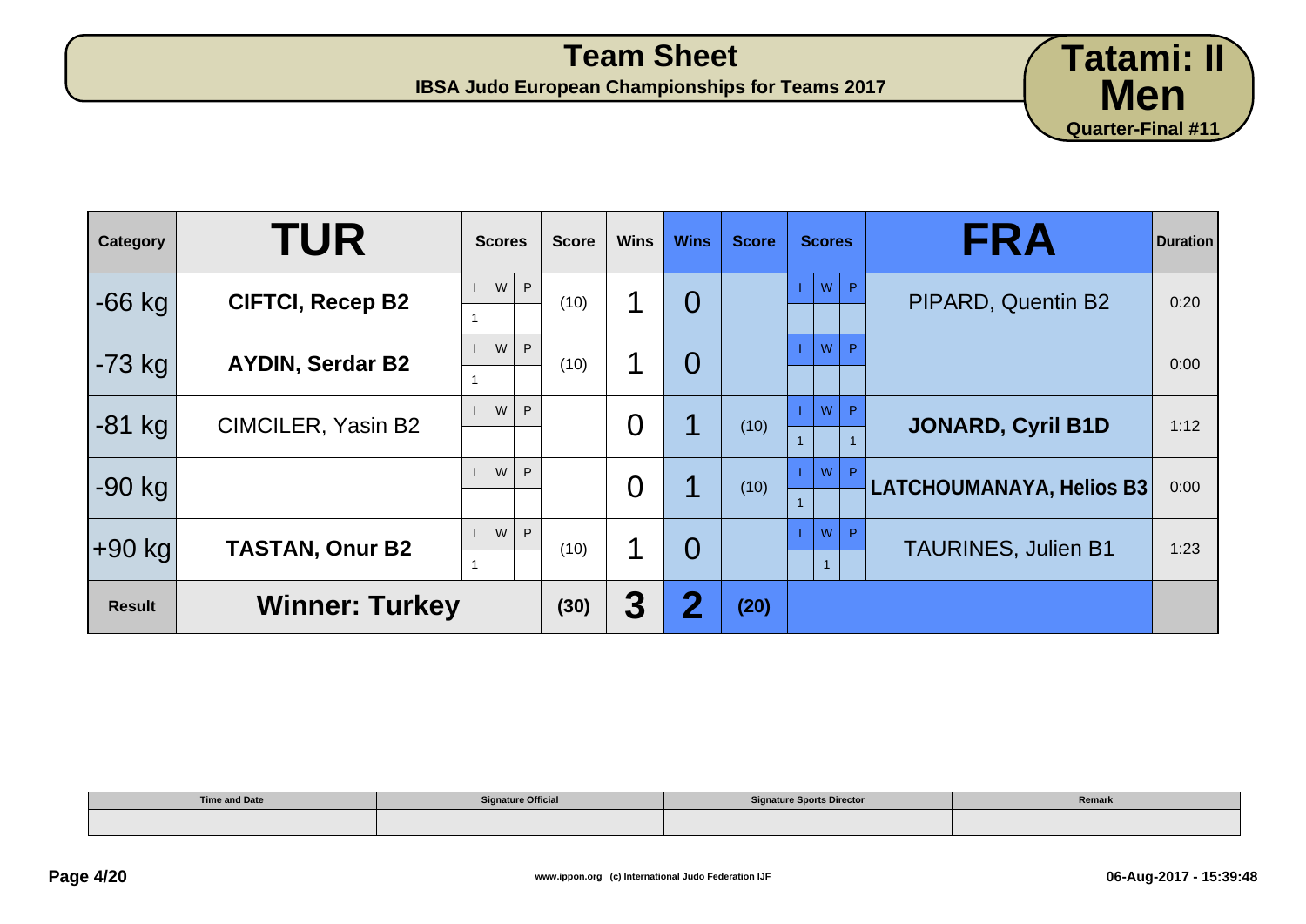# Team Sheet

**IBSA Judo European Championships for Teams 2017**

**Tatami: II**
**Men**
**Quarter-Final #11**

| Category | TUR | Scores | | | Score | Wins | Wins | Score | Scores | | | FRA | Duration |
|---|---|---|---|---|---|---|---|---|---|---|---|---|---|
| | | I | W | P | | | | | I | W | P | | |
| -66 kg | **CIFTCI, Recep B2** | 1 | | | (10) | 1 | 0 | | | | | PIPARD, Quentin B2 | 0:20 |
| -73 kg | **AYDIN, Serdar B2** | 1 | | | (10) | 1 | 0 | | | | | | 0:00 |
| -81 kg | CIMCILER, Yasin B2 | | | | | 0 | 1 | (10) | 1 | | 1 | **JONARD, Cyril B1D** | 1:12 |
| -90 kg | | | | | | 0 | 1 | (10) | 1 | | | **LATCHOUMANAYA, Helios B3** | 0:00 |
| +90 kg | **TASTAN, Onur B2** | 1 | | | (10) | 1 | 0 | | | 1 | | TAURINES, Julien B1 | 1:23 |
| **Result** | **Winner: Turkey** | | | | **(30)** | **3** | **2** | **(20)** | | | | | |

| Time and Date | Signature Official | Signature Sports Director | Remark |
|---|---|---|---|
| | | | |

www.ippon.org (c) International Judo Federation IJF

06-Aug-2017 - 15:39:48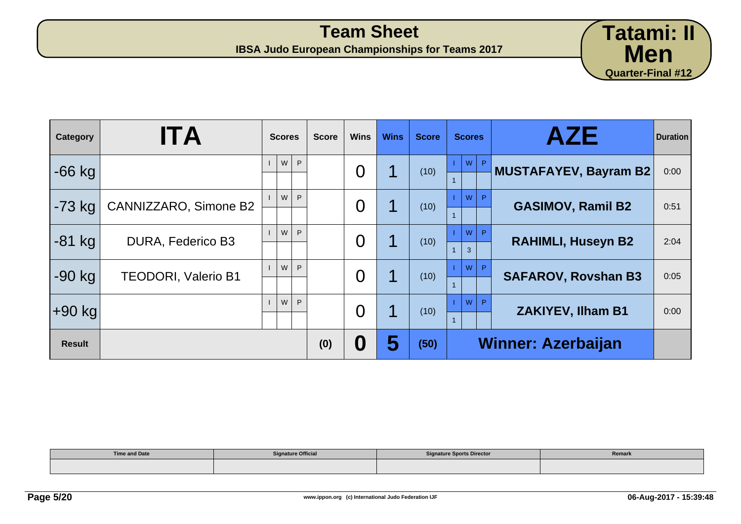# Team Sheet

**IBSA Judo European Championships for Teams 2017**

**Tatami: II**
**Men**
**Quarter-Final #12**

| Category | ITA | Scores | | | Score | Wins | Wins | Score | Scores | | | AZE | Duration |
|---|---|---|---|---|---|---|---|---|---|---|---|---|---|
| | | I | W | P | | | | | I | W | P | | |
| -66 kg | | | | | | 0 | 1 | (10) | 1 | | | MUSTAFAYEV, Bayram B2 | 0:00 |
| -73 kg | CANNIZZARO, Simone B2 | | | | | 0 | 1 | (10) | 1 | | | GASIMOV, Ramil B2 | 0:51 |
| -81 kg | DURA, Federico B3 | | | | | 0 | 1 | (10) | 1 | 3 | | RAHIMLI, Huseyn B2 | 2:04 |
| -90 kg | TEODORI, Valerio B1 | | | | | 0 | 1 | (10) | 1 | | | SAFAROV, Rovshan B3 | 0:05 |
| +90 kg | | | | | | 0 | 1 | (10) | 1 | | | ZAKIYEV, Ilham B1 | 0:00 |
| **Result** | | | | | **(0)** | **0** | **5** | **(50)** | | | | **Winner: Azerbaijan** | |

| Time and Date | Signature Official | Signature Sports Director | Remark |
|---|---|---|---|
| | | | |

06-Aug-2017 - 15:39:48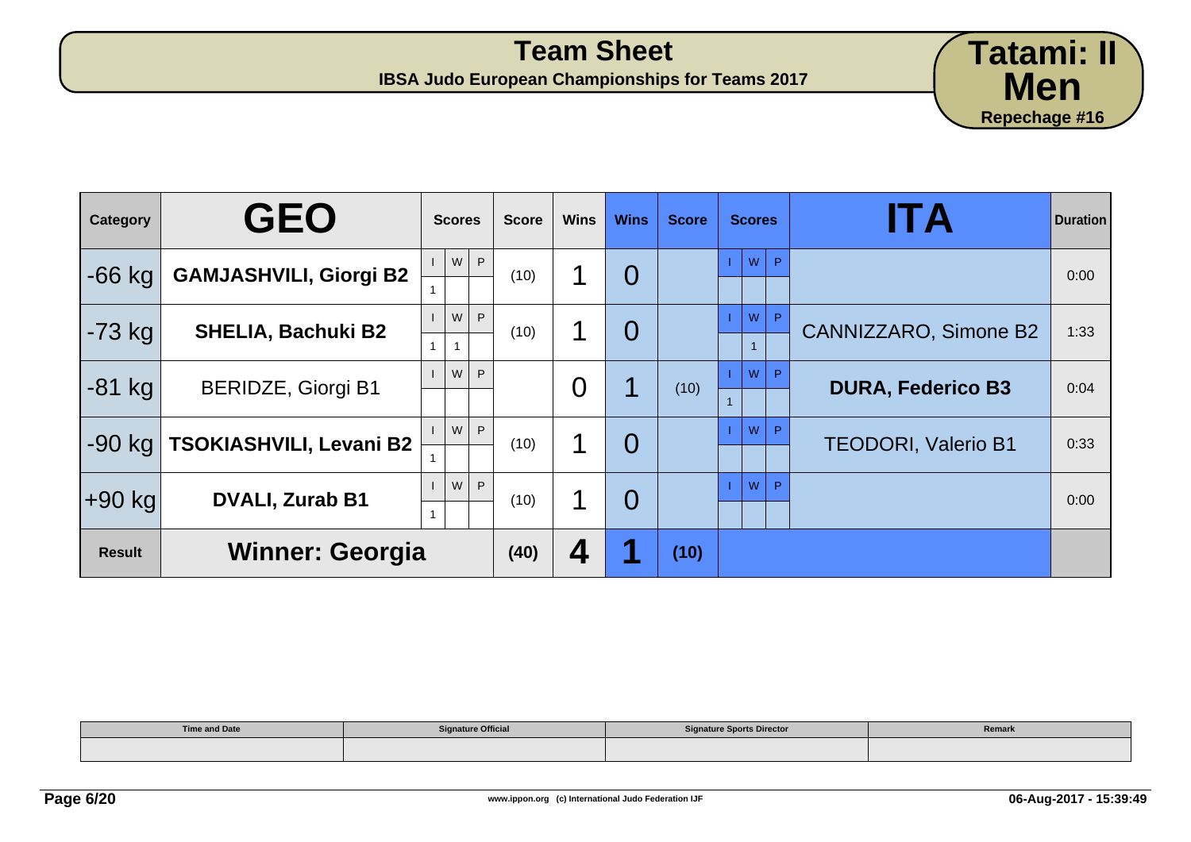# Team Sheet

**IBSA Judo European Championships for Teams 2017**

**Tatami: II**
**Men**
**Repechage #16**

| Category | GEO | Scores | | | Score | Wins | Wins | Score | Scores | | | ITA | Duration |
|---|---|---|---|---|---|---|---|---|---|---|---|---|---|
| | | I | W | P | | | | | I | W | P | | |
| -66 kg | **GAMJASHVILI, Giorgi B2** | 1 | | | (10) | 1 | 0 | | | | | | 0:00 |
| -73 kg | **SHELIA, Bachuki B2** | 1 | 1 | | (10) | 1 | 0 | | | 1 | | CANNIZZARO, Simone B2 | 1:33 |
| -81 kg | BERIDZE, Giorgi B1 | | | | | 0 | 1 | (10) | 1 | | | **DURA, Federico B3** | 0:04 |
| -90 kg | **TSOKIASHVILI, Levani B2** | 1 | | | (10) | 1 | 0 | | | | | TEODORI, Valerio B1 | 0:33 |
| +90 kg | **DVALI, Zurab B1** | 1 | | | (10) | 1 | 0 | | | | | | 0:00 |
| **Result** | **Winner: Georgia** | | | | **(40)** | **4** | **1** | **(10)** | | | | | |

| Time and Date | Signature Official | Signature Sports Director | Remark |
|---|---|---|---|
| | | | |

www.ippon.org (c) International Judo Federation IJF

06-Aug-2017 - 15:39:49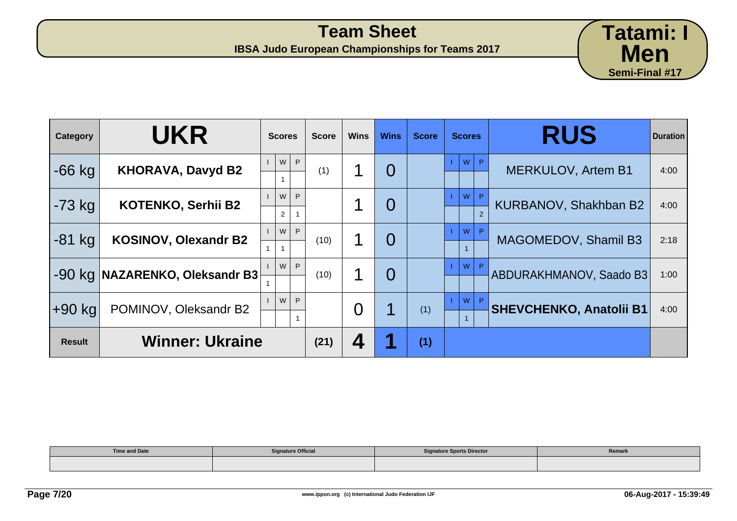# Team Sheet

**IBSA Judo European Championships for Teams 2017**

**Tatami: I**
**Men**
**Semi-Final #17**

| Category | UKR | I | W | P | Score | Wins | Wins | Score | I | W | P | RUS | Duration |
|---|---|---|---|---|---|---|---|---|---|---|---|---|---|
| -66 kg | **KHORAVA, Davyd B2** | | 1 | | (1) | 1 | 0 | | | | | MERKULOV, Artem B1 | 4:00 |
| -73 kg | **KOTENKO, Serhii B2** | | 2 | 1 | | 1 | 0 | | | | 2 | KURBANOV, Shakhban B2 | 4:00 |
| -81 kg | **KOSINOV, Olexandr B2** | 1 | 1 | | (10) | 1 | 0 | | | 1 | | MAGOMEDOV, Shamil B3 | 2:18 |
| -90 kg | **NAZARENKO, Oleksandr B3** | 1 | | | (10) | 1 | 0 | | | | | ABDURAKHMANOV, Saado B3 | 1:00 |
| +90 kg | POMINOV, Oleksandr B2 | | | 1 | | 0 | 1 | (1) | | 1 | | **SHEVCHENKO, Anatolii B1** | 4:00 |
| **Result** | **Winner: Ukraine** | | | | **(21)** | **4** | **1** | **(1)** | | | | | |

| Time and Date | Signature Official | Signature Sports Director | Remark |
|---|---|---|---|
| | | | |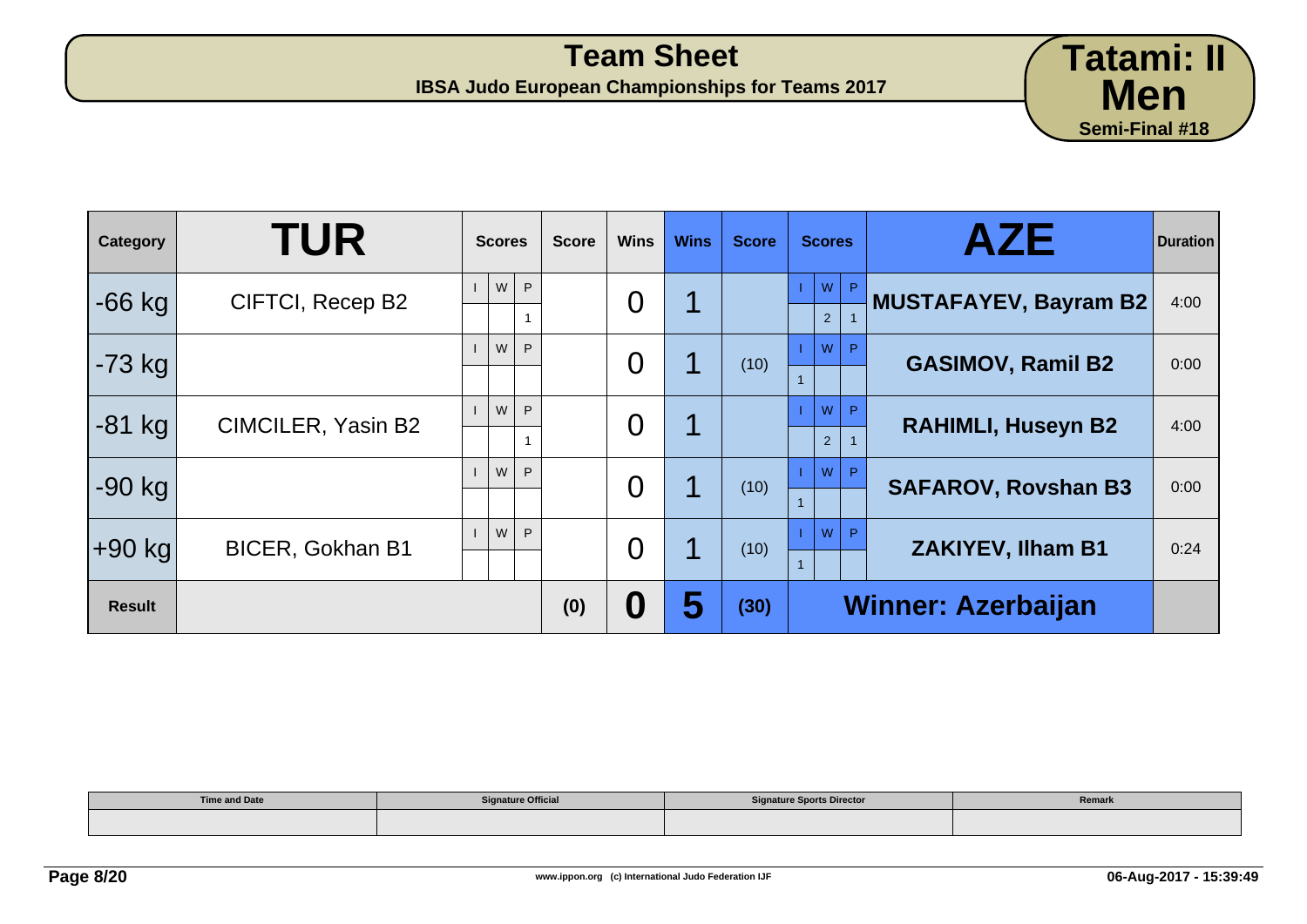# Team Sheet

**IBSA Judo European Championships for Teams 2017**

**Tatami: II**
**Men**
**Semi-Final #18**

| Category | TUR | Scores | | | Score | Wins | Wins | Score | Scores | | | AZE | Duration |
|---|---|---|---|---|---|---|---|---|---|---|---|---|---|
| | | I | W | P | | | | | I | W | P | | |
| -66 kg | CIFTCI, Recep B2 | | | 1 | | 0 | 1 | | | 2 | 1 | MUSTAFAYEV, Bayram B2 | 4:00 |
| -73 kg | | | | | | 0 | 1 | (10) | 1 | | | GASIMOV, Ramil B2 | 0:00 |
| -81 kg | CIMCILER, Yasin B2 | | | 1 | | 0 | 1 | | | 2 | 1 | RAHIMLI, Huseyn B2 | 4:00 |
| -90 kg | | | | | | 0 | 1 | (10) | 1 | | | SAFAROV, Rovshan B3 | 0:00 |
| +90 kg | BICER, Gokhan B1 | | | | | 0 | 1 | (10) | 1 | | | ZAKIYEV, Ilham B1 | 0:24 |
| **Result** | | | | | **(0)** | **0** | **5** | **(30)** | **Winner: Azerbaijan** | | | | |

| Time and Date | Signature Official | Signature Sports Director | Remark |
|---|---|---|---|
| | | | |

www.ippon.org (c) International Judo Federation IJF

06-Aug-2017 - 15:39:49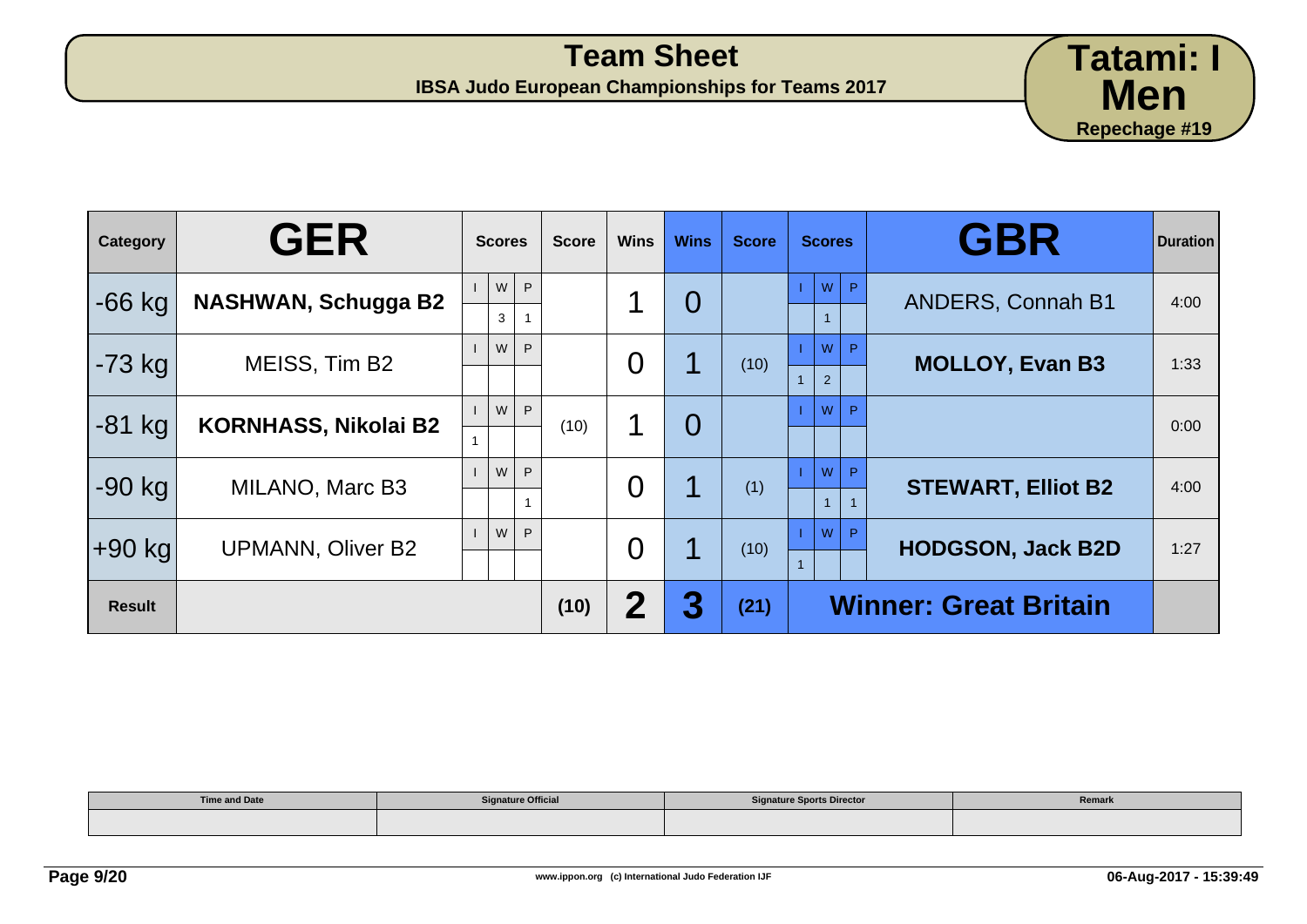# Team Sheet

**IBSA Judo European Championships for Teams 2017**

**Tatami: I**
**Men**
**Repechage #19**

| Category | GER | Scores | | | Score | Wins | Wins | Score | Scores | | | GBR | Duration |
|---|---|---|---|---|---|---|---|---|---|---|---|---|---|
| | | I | W | P | | | | | I | W | P | | |
| -66 kg | **NASHWAN, Schugga B2** | | 3 | 1 | | 1 | 0 | | | 1 | | ANDERS, Connah B1 | 4:00 |
| -73 kg | MEISS, Tim B2 | | | | | 0 | 1 | (10) | 1 | 2 | | **MOLLOY, Evan B3** | 1:33 |
| -81 kg | **KORNHASS, Nikolai B2** | 1 | | | (10) | 1 | 0 | | | | | | 0:00 |
| -90 kg | MILANO, Marc B3 | | | 1 | | 0 | 1 | (1) | | 1 | 1 | **STEWART, Elliot B2** | 4:00 |
| +90 kg | UPMANN, Oliver B2 | | | | | 0 | 1 | (10) | 1 | | | **HODGSON, Jack B2D** | 1:27 |
| **Result** | | | | | **(10)** | **2** | **3** | **(21)** | | | | **Winner: Great Britain** | |

| Time and Date | Signature Official | Signature Sports Director | Remark |
|---|---|---|---|
| | | | |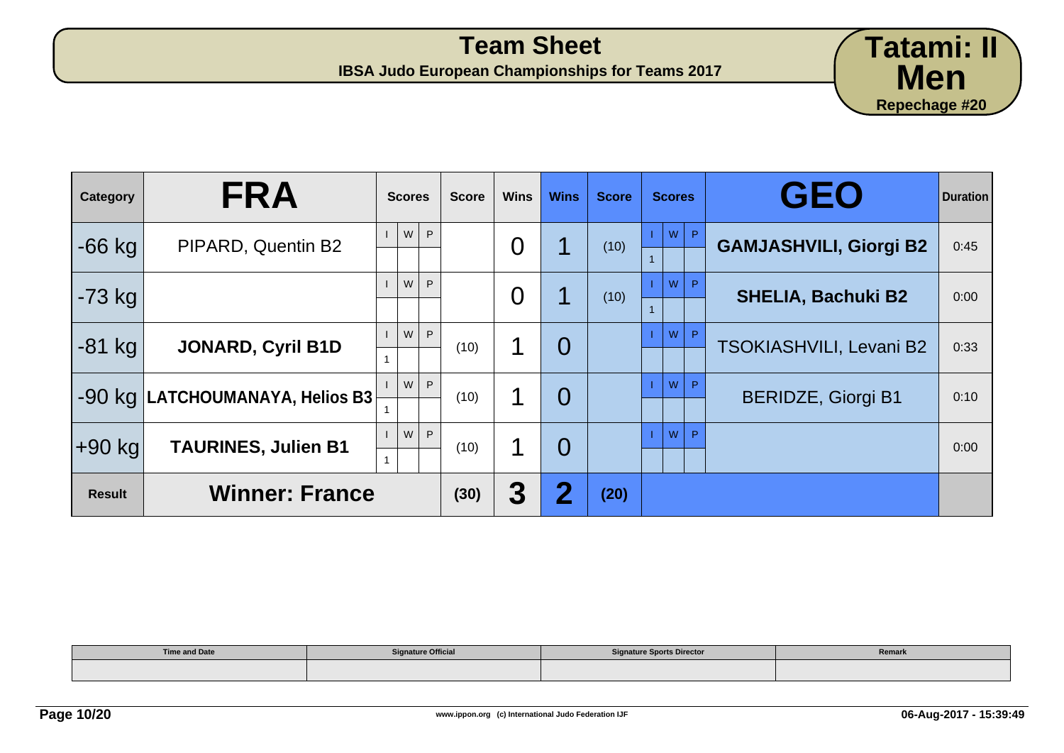# Team Sheet

**IBSA Judo European Championships for Teams 2017**

**Tatami: II**
**Men**
**Repechage #20**

| Category | FRA | Scores | | | Score | Wins | Wins | Score | Scores | | | GEO | Duration |
|---|---|---|---|---|---|---|---|---|---|---|---|---|---|
| | | I | W | P | | | | | I | W | P | | |
| -66 kg | PIPARD, Quentin B2 | | | | | 0 | 1 | (10) | 1 | | | **GAMJASHVILI, Giorgi B2** | 0:45 |
| -73 kg | | | | | | 0 | 1 | (10) | 1 | | | **SHELIA, Bachuki B2** | 0:00 |
| -81 kg | **JONARD, Cyril B1D** | 1 | | | (10) | 1 | 0 | | | | | TSOKIASHVILI, Levani B2 | 0:33 |
| -90 kg | **LATCHOUMANAYA, Helios B3** | 1 | | | (10) | 1 | 0 | | | | | BERIDZE, Giorgi B1 | 0:10 |
| +90 kg | **TAURINES, Julien B1** | 1 | | | (10) | 1 | 0 | | | | | | 0:00 |
| **Result** | **Winner: France** | | | | **(30)** | **3** | **2** | **(20)** | | | | | |

| Time and Date | Signature Official | Signature Sports Director | Remark |
|---|---|---|---|
| | | | |

www.ippon.org (c) International Judo Federation IJF

06-Aug-2017 - 15:39:49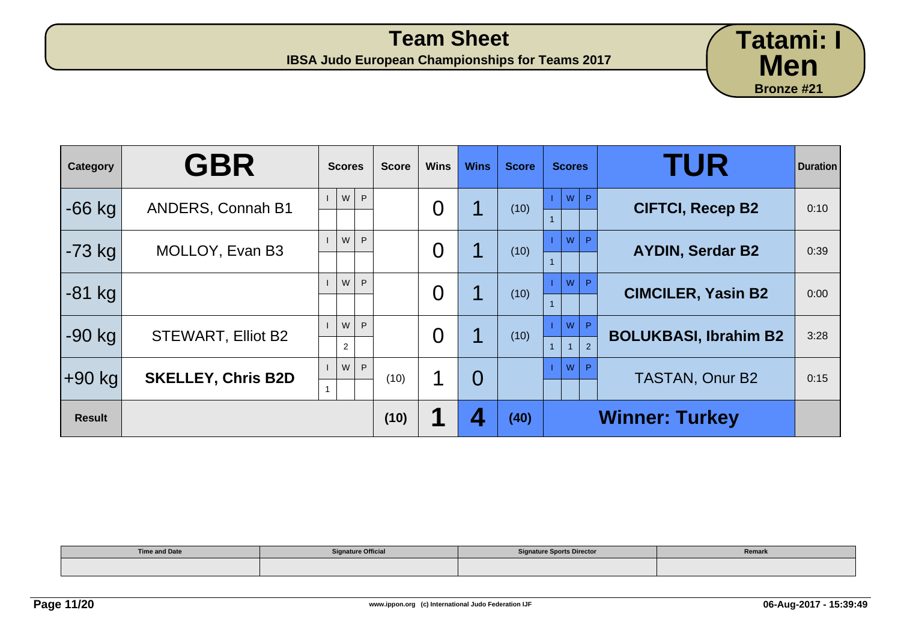# Team Sheet

**IBSA Judo European Championships for Teams 2017**

**Tatami: I**
**Men**
**Bronze #21**

| Category | GBR | Scores | | | Score | Wins | Wins | Score | Scores | | | TUR | Duration |
|---|---|---|---|---|---|---|---|---|---|---|---|---|---|
| | | I | W | P | | | | | I | W | P | | |
| -66 kg | ANDERS, Connah B1 | | | | | 0 | 1 | (10) | 1 | | | **CIFTCI, Recep B2** | 0:10 |
| -73 kg | MOLLOY, Evan B3 | | | | | 0 | 1 | (10) | 1 | | | **AYDIN, Serdar B2** | 0:39 |
| -81 kg | | | | | | 0 | 1 | (10) | 1 | | | **CIMCILER, Yasin B2** | 0:00 |
| -90 kg | STEWART, Elliot B2 | | 2 | | | 0 | 1 | (10) | 1 | 1 | 2 | **BOLUKBASI, Ibrahim B2** | 3:28 |
| +90 kg | **SKELLEY, Chris B2D** | 1 | | | (10) | 1 | 0 | | | | | TASTAN, Onur B2 | 0:15 |
| **Result** | | | | | **(10)** | **1** | **4** | **(40)** | **Winner: Turkey** | | | | |

| Time and Date | Signature Official | Signature Sports Director | Remark |
|---|---|---|---|
| | | | |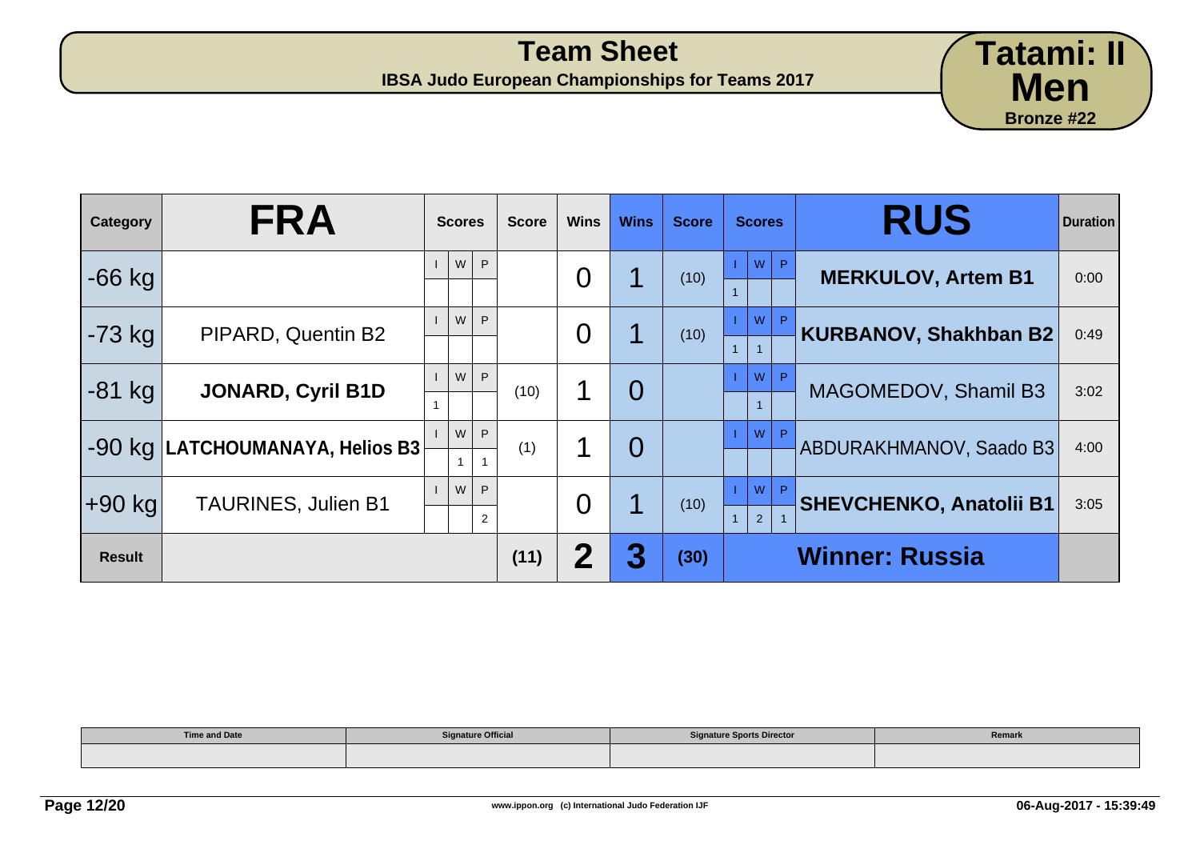# Team Sheet

**IBSA Judo European Championships for Teams 2017**

**Tatami: II**
**Men**
**Bronze #22**

| Category | FRA | I | W | P | Score | Wins | Wins | Score | I | W | P | RUS | Duration |
|---|---|---|---|---|---|---|---|---|---|---|---|---|---|
| -66 kg | | | | | | 0 | 1 | (10) | 1 | | | **MERKULOV, Artem B1** | 0:00 |
| -73 kg | PIPARD, Quentin B2 | | | | | 0 | 1 | (10) | 1 | 1 | | **KURBANOV, Shakhban B2** | 0:49 |
| -81 kg | **JONARD, Cyril B1D** | 1 | | | (10) | 1 | 0 | | | 1 | | MAGOMEDOV, Shamil B3 | 3:02 |
| -90 kg | **LATCHOUMANAYA, Helios B3** | | 1 | 1 | (1) | 1 | 0 | | | | | ABDURAKHMANOV, Saado B3 | 4:00 |
| +90 kg | TAURINES, Julien B1 | | | 2 | | 0 | 1 | (10) | 1 | 2 | 1 | **SHEVCHENKO, Anatolii B1** | 3:05 |
| **Result** | | | | | **(11)** | **2** | **3** | **(30)** | | | | **Winner: Russia** | |

| Time and Date | Signature Official | Signature Sports Director | Remark |
|---|---|---|---|
| | | | |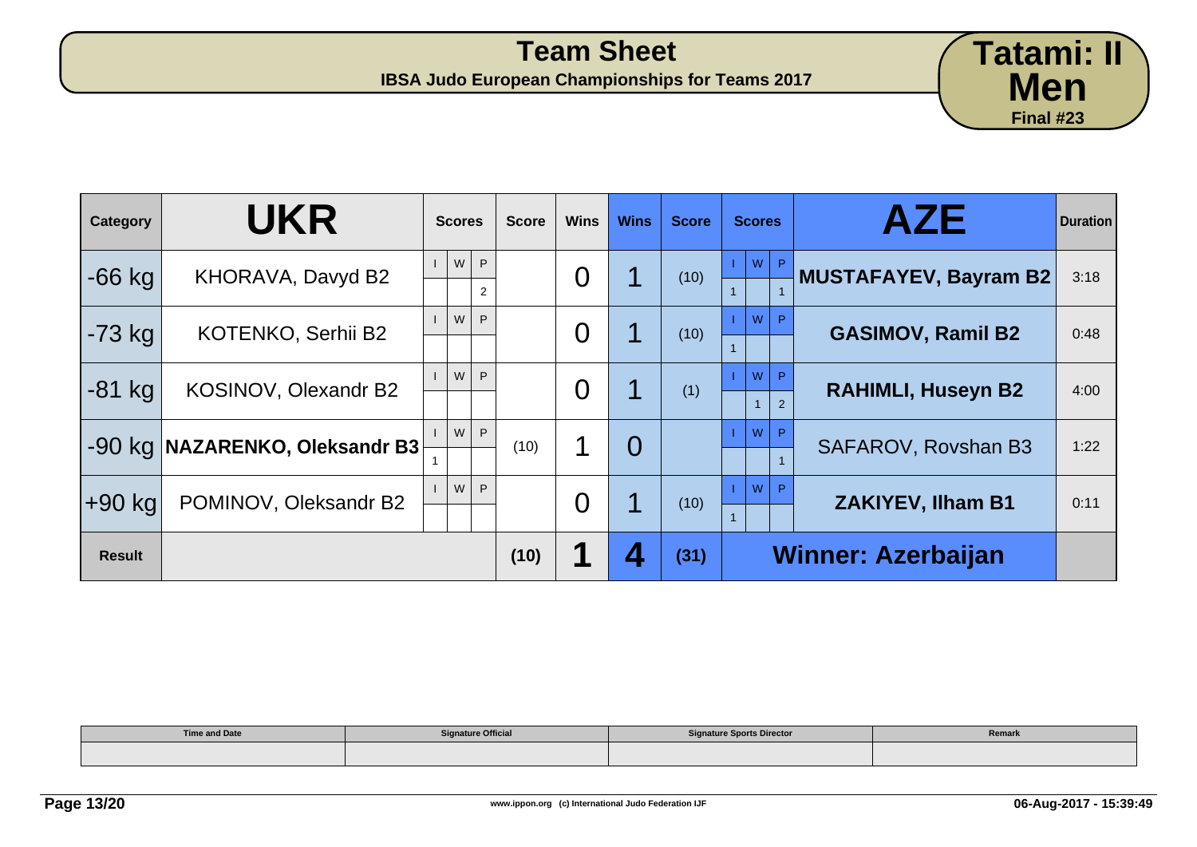# Team Sheet

**IBSA Judo European Championships for Teams 2017**

**Tatami: II**
**Men**
**Final #23**

| Category | UKR | Scores | | | Score | Wins | Wins | Score | Scores | | | AZE | Duration |
|---|---|---|---|---|---|---|---|---|---|---|---|---|---|
| | | I | W | P | | | | | I | W | P | | |
| -66 kg | KHORAVA, Davyd B2 | | | 2 | | 0 | 1 | (10) | 1 | | 1 | **MUSTAFAYEV, Bayram B2** | 3:18 |
| -73 kg | KOTENKO, Serhii B2 | | | | | 0 | 1 | (10) | 1 | | | **GASIMOV, Ramil B2** | 0:48 |
| -81 kg | KOSINOV, Olexandr B2 | | | | | 0 | 1 | (1) | | 1 | 2 | **RAHIMLI, Huseyn B2** | 4:00 |
| -90 kg | **NAZARENKO, Oleksandr B3** | 1 | | | (10) | 1 | 0 | | | | 1 | SAFAROV, Rovshan B3 | 1:22 |
| +90 kg | POMINOV, Oleksandr B2 | | | | | 0 | 1 | (10) | 1 | | | **ZAKIYEV, Ilham B1** | 0:11 |
| **Result** | | | | | **(10)** | **1** | **4** | **(31)** | | | | **Winner: Azerbaijan** | |

| Time and Date | Signature Official | Signature Sports Director | Remark |
|---|---|---|---|
| | | | |

www.ippon.org (c) International Judo Federation IJF

06-Aug-2017 - 15:39:49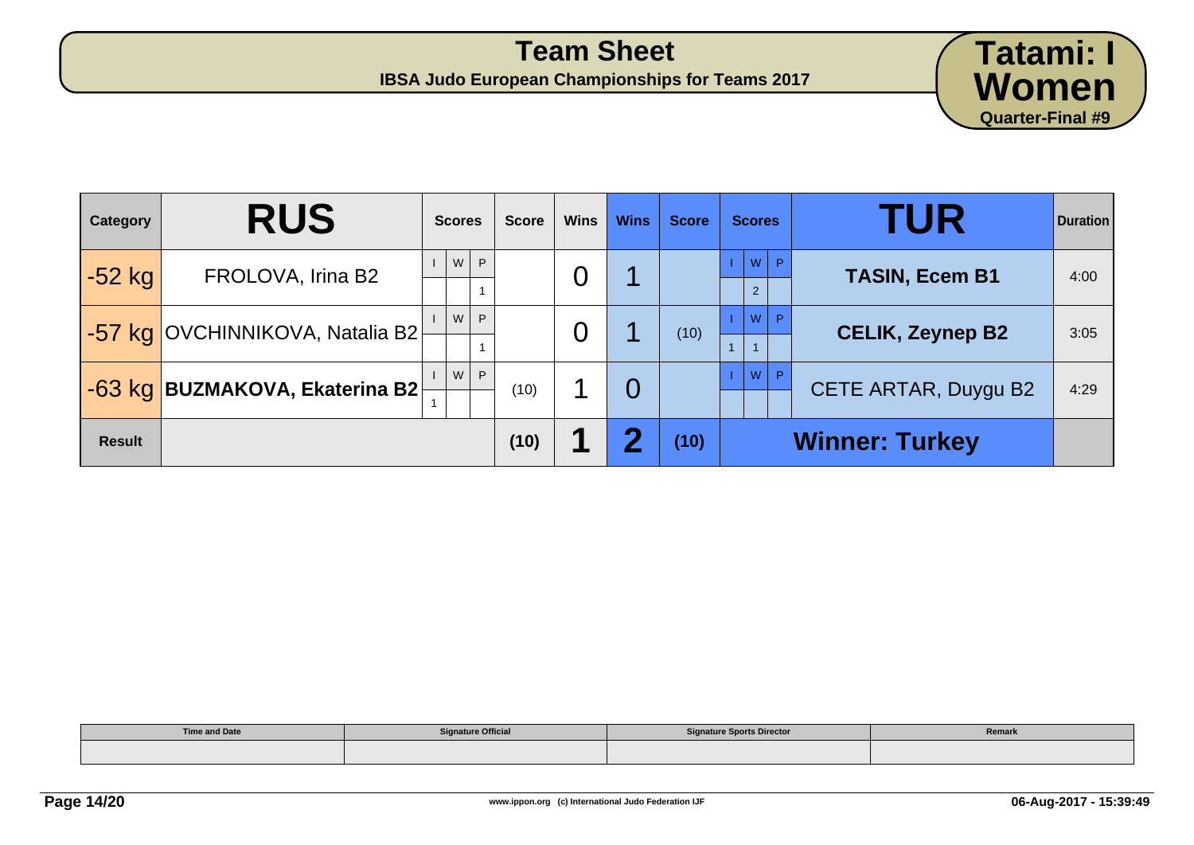# Team Sheet

**IBSA Judo European Championships for Teams 2017**

**Tatami: I**
**Women**
**Quarter-Final #9**

| Category | RUS | Scores | | | Score | Wins | Wins | Score | Scores | | | TUR | Duration |
|---|---|---|---|---|---|---|---|---|---|---|---|---|---|
| | | I | W | P | | | | | I | W | P | | |
| -52 kg | FROLOVA, Irina B2 | | | 1 | | 0 | 1 | | | 2 | | **TASIN, Ecem B1** | 4:00 |
| -57 kg | OVCHINNIKOVA, Natalia B2 | | | 1 | | 0 | 1 | (10) | 1 | 1 | | **CELIK, Zeynep B2** | 3:05 |
| -63 kg | **BUZMAKOVA, Ekaterina B2** | 1 | | | (10) | 1 | 0 | | | | | CETE ARTAR, Duygu B2 | 4:29 |
| **Result** | | | | | **(10)** | **1** | **2** | **(10)** | **Winner: Turkey** | | | | |

| Time and Date | Signature Official | Signature Sports Director | Remark |
|---|---|---|---|
| | | | |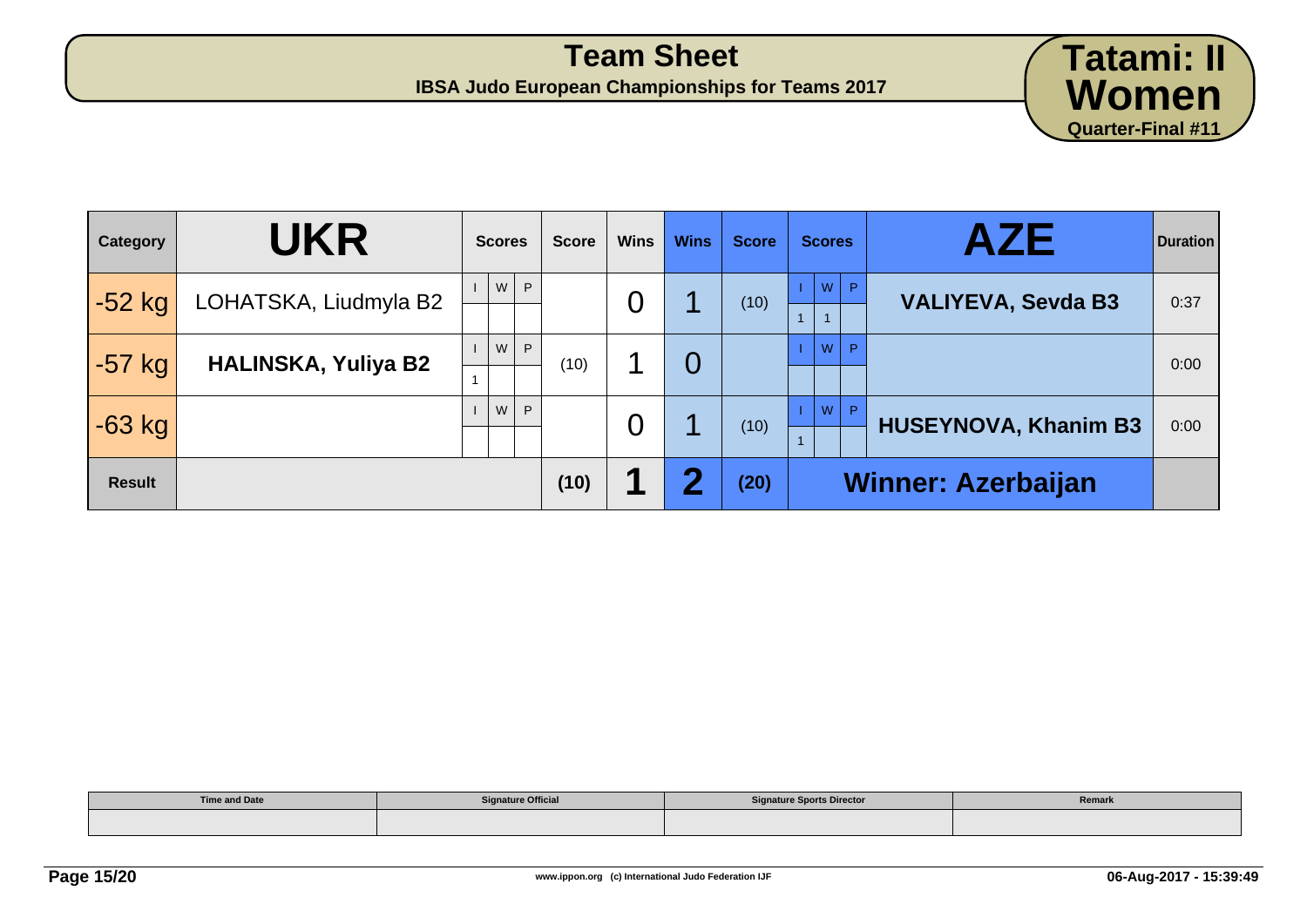# Team Sheet

**IBSA Judo European Championships for Teams 2017**

**Tatami: II**
**Women**
**Quarter-Final #11**

| Category | UKR | Scores | | | Score | Wins | Wins | Score | Scores | | | AZE | Duration |
|---|---|---|---|---|---|---|---|---|---|---|---|---|---|
| | | I | W | P | | | | | I | W | P | | |
| -52 kg | LOHATSKA, Liudmyla B2 | | | | | 0 | 1 | (10) | 1 | 1 | | **VALIYEVA, Sevda B3** | 0:37 |
| -57 kg | **HALINSKA, Yuliya B2** | 1 | | | (10) | 1 | 0 | | | | | | 0:00 |
| -63 kg | | | | | | 0 | 1 | (10) | 1 | | | **HUSEYNOVA, Khanim B3** | 0:00 |
| **Result** | | | | | **(10)** | **1** | **2** | **(20)** | **Winner: Azerbaijan** | | | | |

| Time and Date | Signature Official | Signature Sports Director | Remark |
|---|---|---|---|
| | | | |

www.ippon.org (c) International Judo Federation IJF

06-Aug-2017 - 15:39:49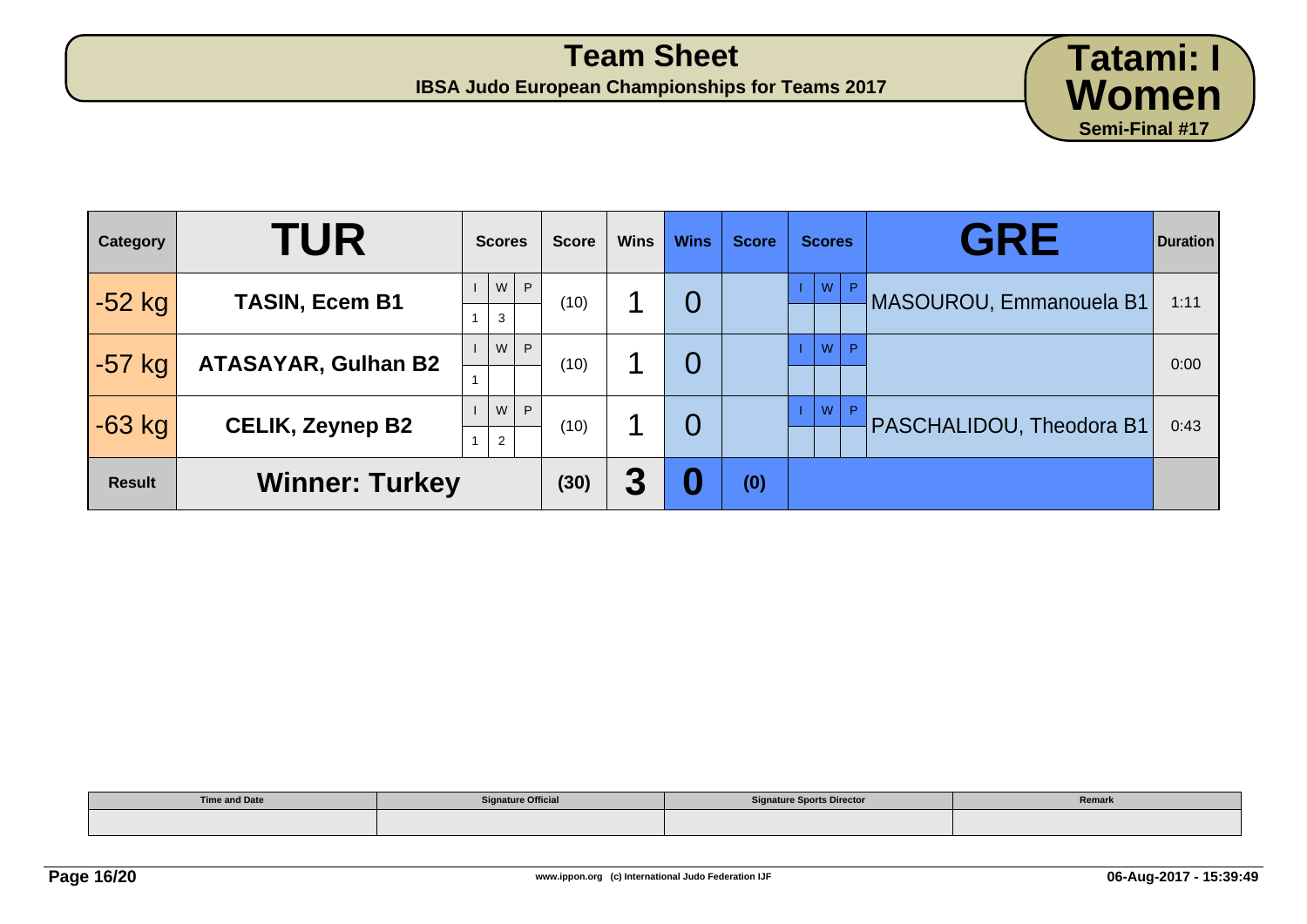# Team Sheet

**IBSA Judo European Championships for Teams 2017**

**Tatami: I**
**Women**
**Semi-Final #17**

| Category | TUR | Scores | | | Score | Wins | Wins | Score | Scores | | | GRE | Duration |
|---|---|---|---|---|---|---|---|---|---|---|---|---|---|
| | | I | W | P | | | | | I | W | P | | |
| -52 kg | TASIN, Ecem B1 | 1 | 3 | | (10) | 1 | 0 | | | | | MASOUROU, Emmanouela B1 | 1:11 |
| -57 kg | ATASAYAR, Gulhan B2 | 1 | | | (10) | 1 | 0 | | | | | | 0:00 |
| -63 kg | CELIK, Zeynep B2 | 1 | 2 | | (10) | 1 | 0 | | | | | PASCHALIDOU, Theodora B1 | 0:43 |
| Result | Winner: Turkey | | | | (30) | 3 | 0 | (0) | | | | | |

| Time and Date | Signature Official | Signature Sports Director | Remark |
|---|---|---|---|
| | | | |

www.ippon.org (c) International Judo Federation IJF

06-Aug-2017 - 15:39:49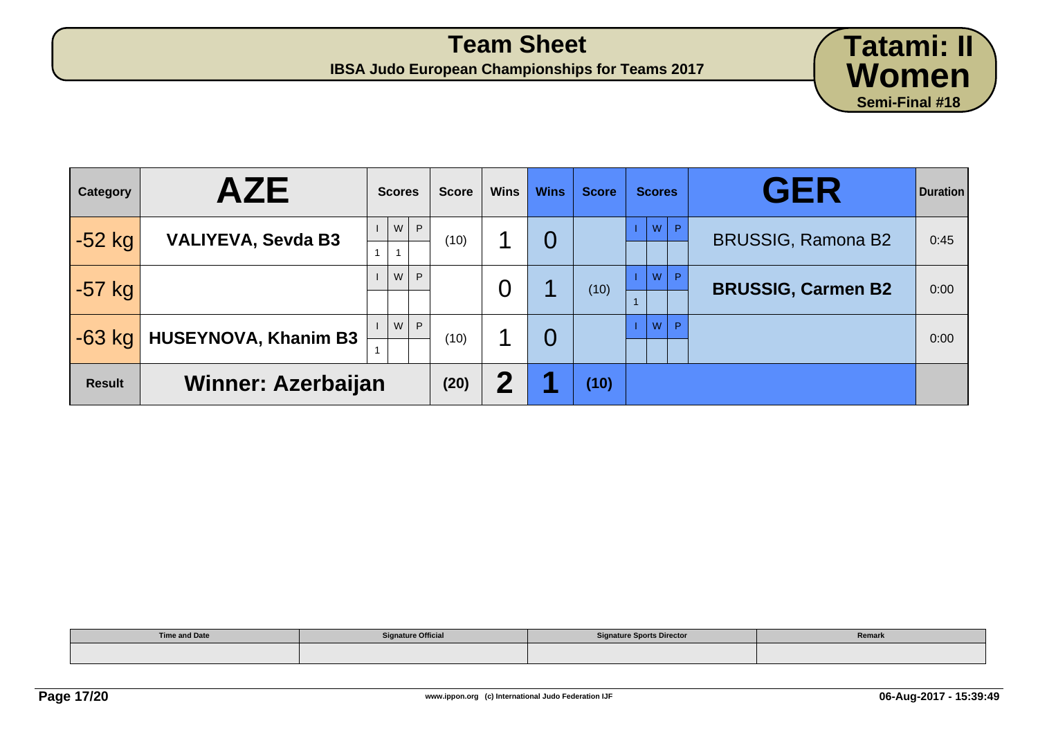# Team Sheet

**IBSA Judo European Championships for Teams 2017**

**Tatami: II**
**Women**
**Semi-Final #18**

| Category | AZE | Scores | | | Score | Wins | Wins | Score | Scores | | | GER | Duration |
|---|---|---|---|---|---|---|---|---|---|---|---|---|---|
| | | I | W | P | | | | | I | W | P | | |
| -52 kg | **VALIYEVA, Sevda B3** | 1 | 1 | | (10) | 1 | 0 | | | | | BRUSSIG, Ramona B2 | 0:45 |
| -57 kg | | | | | | 0 | 1 | (10) | 1 | | | **BRUSSIG, Carmen B2** | 0:00 |
| -63 kg | **HUSEYNOVA, Khanim B3** | 1 | | | (10) | 1 | 0 | | | | | | 0:00 |
| Result | **Winner: Azerbaijan** | | | | **(20)** | **2** | **1** | **(10)** | | | | | |

| Time and Date | Signature Official | Signature Sports Director | Remark |
|---|---|---|---|
| | | | |

www.ippon.org (c) International Judo Federation IJF

06-Aug-2017 - 15:39:49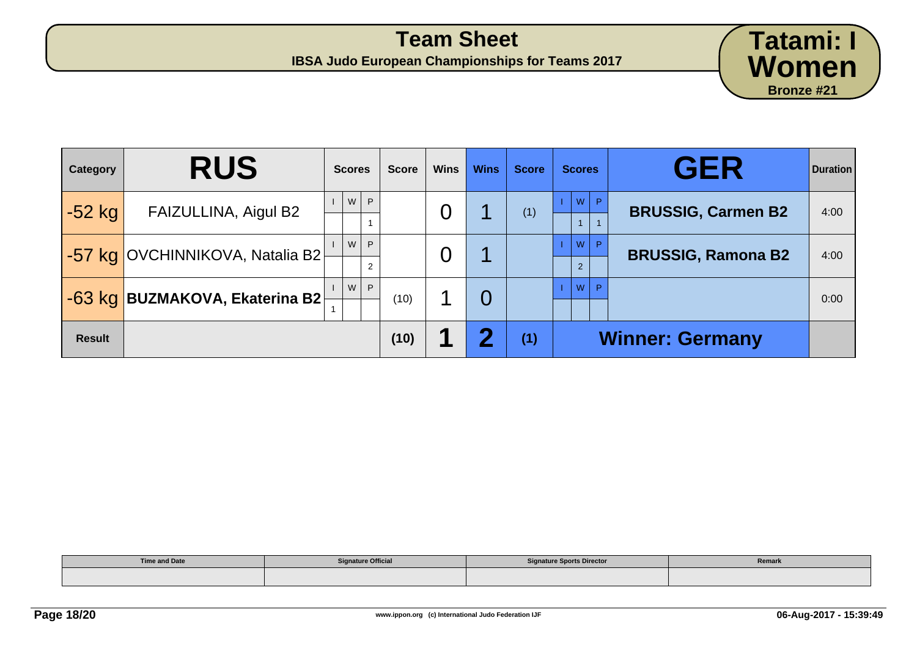# Team Sheet

**IBSA Judo European Championships for Teams 2017**

**Tatami: I**
**Women**
**Bronze #21**

| Category | RUS | I | W | P | Score | Wins | Wins | Score | I | W | P | GER | Duration |
|---|---|---|---|---|---|---|---|---|---|---|---|---|---|
| -52 kg | FAIZULLINA, Aigul B2 | | | 1 | | 0 | 1 | (1) | | 1 | 1 | **BRUSSIG, Carmen B2** | 4:00 |
| -57 kg | OVCHINNIKOVA, Natalia B2 | | | 2 | | 0 | 1 | | | 2 | | **BRUSSIG, Ramona B2** | 4:00 |
| -63 kg | **BUZMAKOVA, Ekaterina B2** | 1 | | | (10) | 1 | 0 | | | | | | 0:00 |
| **Result** | | | | | **(10)** | **1** | **2** | **(1)** | | | | **Winner: Germany** | |

| Time and Date | Signature Official | Signature Sports Director | Remark |
|---|---|---|---|
| | | | |

www.ippon.org (c) International Judo Federation IJF

06-Aug-2017 - 15:39:49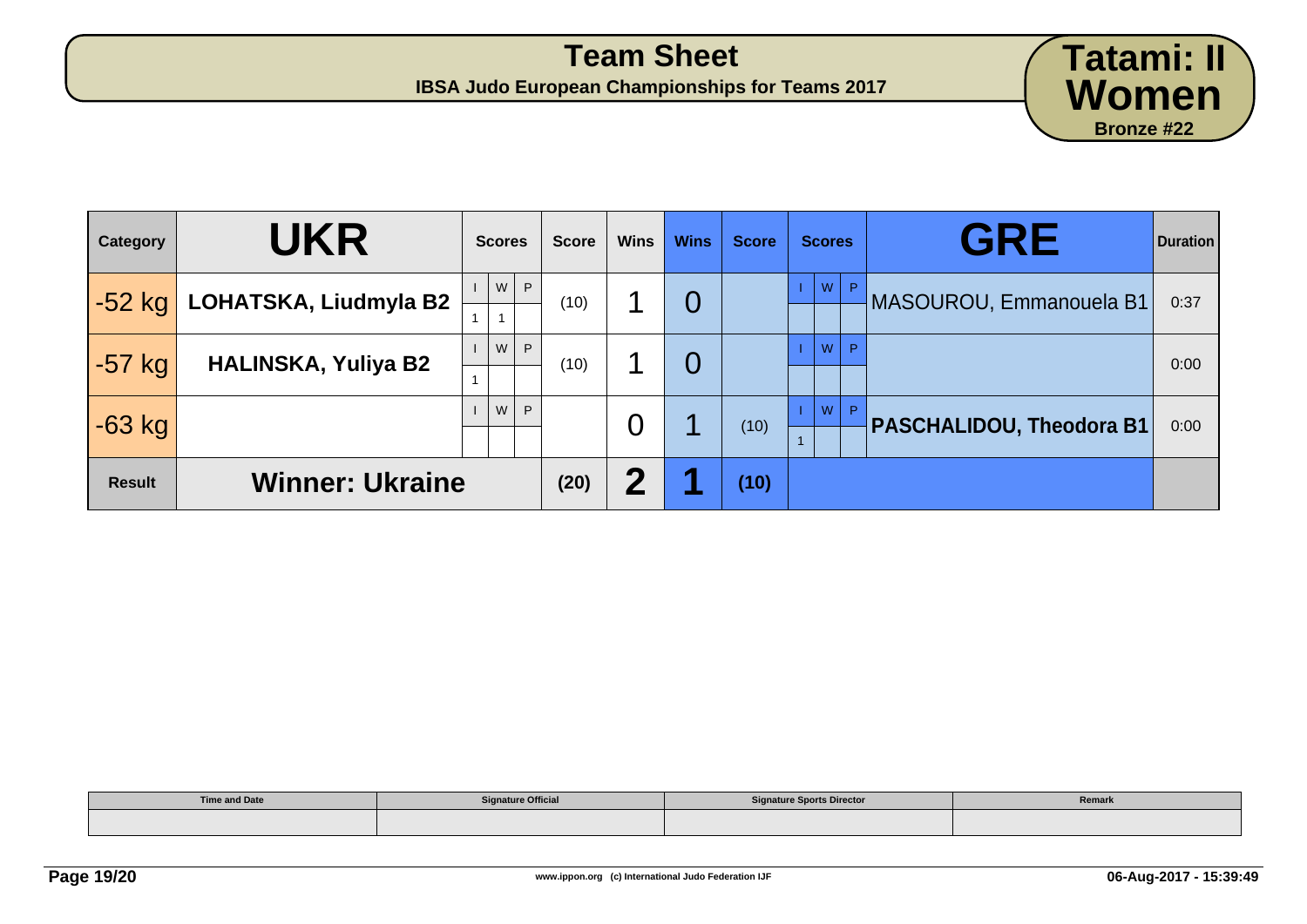# Team Sheet

**IBSA Judo European Championships for Teams 2017**

**Tatami: II**
**Women**
**Bronze #22**

| Category | UKR | Scores | | | Score | Wins | Wins | Score | Scores | | | GRE | Duration |
|---|---|---|---|---|---|---|---|---|---|---|---|---|---|
| | | I | W | P | | | | | I | W | P | | |
| -52 kg | LOHATSKA, Liudmyla B2 | 1 | 1 | | (10) | 1 | 0 | | | | | MASOUROU, Emmanouela B1 | 0:37 |
| | | I | W | P | | | | | I | W | P | | |
| -57 kg | HALINSKA, Yuliya B2 | 1 | | | (10) | 1 | 0 | | | | | | 0:00 |
| | | I | W | P | | | | | I | W | P | | |
| -63 kg | | | | | | 0 | 1 | (10) | 1 | | | PASCHALIDOU, Theodora B1 | 0:00 |
| Result | Winner: Ukraine | | | | (20) | 2 | 1 | (10) | | | | | |

| Time and Date | Signature Official | Signature Sports Director | Remark |
|---|---|---|---|
| | | | |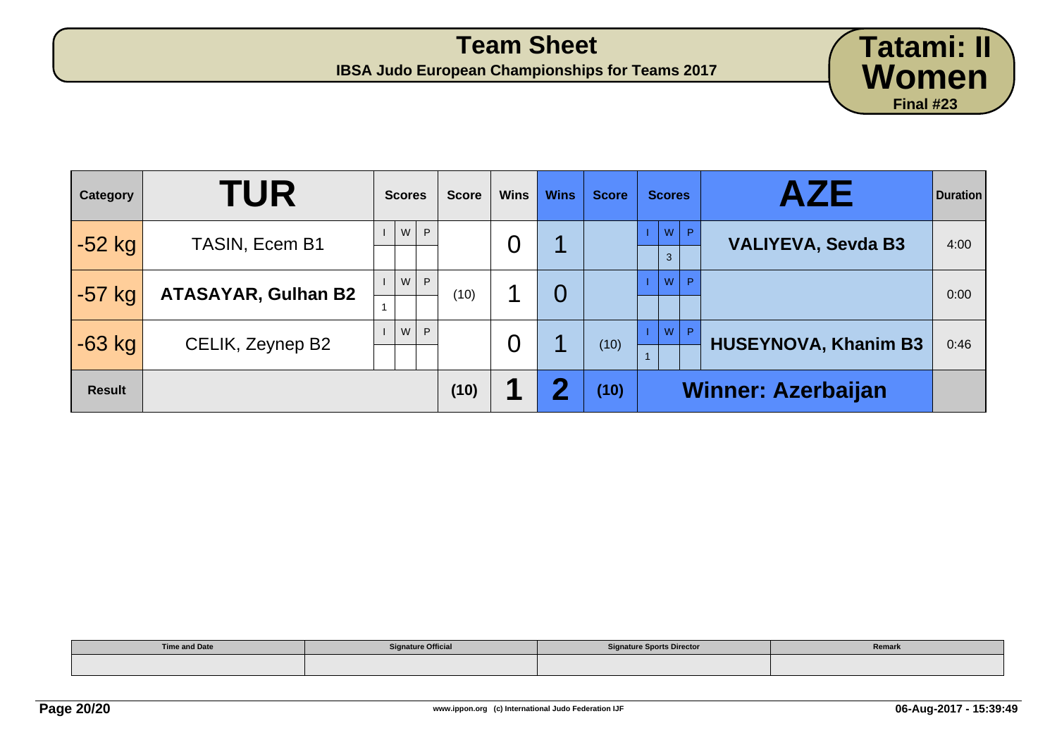# Team Sheet

**IBSA Judo European Championships for Teams 2017**

**Tatami: II**
**Women**
**Final #23**

| Category | TUR | Scores | | | Score | Wins | Wins | Score | Scores | | | AZE | Duration |
|---|---|---|---|---|---|---|---|---|---|---|---|---|---|
| | | I | W | P | | | | | I | W | P | | |
| -52 kg | TASIN, Ecem B1 | | | | | 0 | 1 | | | 3 | | **VALIYEVA, Sevda B3** | 4:00 |
| -57 kg | **ATASAYAR, Gulhan B2** | 1 | | | (10) | 1 | 0 | | | | | | 0:00 |
| -63 kg | CELIK, Zeynep B2 | | | | | 0 | 1 | (10) | 1 | | | **HUSEYNOVA, Khanim B3** | 0:46 |
| **Result** | | | | | **(10)** | **1** | **2** | **(10)** | **Winner: Azerbaijan** | | | | |

| Time and Date | Signature Official | Signature Sports Director | Remark |
|---|---|---|---|
| | | | |

www.ippon.org (c) International Judo Federation IJF

06-Aug-2017 - 15:39:49